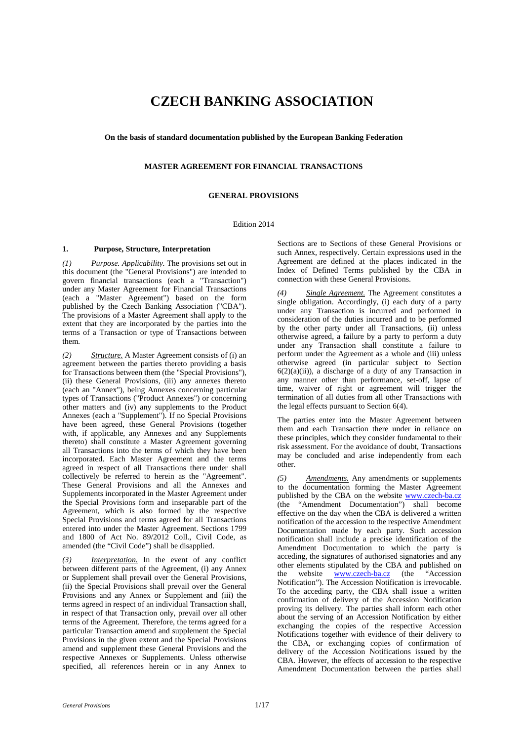# CZECH BANKING ASSOCIATION

**On the basis of standard documentation published by the European Banking Federation**

**MASTER AGREEMENT FOR FINANCIAL TRANSACTIONS**

**GENERAL PROVISIONS**

Edition 2014

## 1. Purpose, Structure, Interpretation

*(1) Purpose. Applicability.* The provisions set out in this document (the "General Provisions") are intended to govern financial transactions (each a "Transaction") under any Master Agreement for Financial Transactions (each a "Master Agreement") based on the form published by the Czech Banking Association ("CBA"). The provisions of a Master Agreement shall apply to the extent that they are incorporated by the parties into the terms of a Transaction or type of Transactions between them.

*(2) Structure.* A Master Agreement consists of (i) an agreement between the parties thereto providing a basis for Transactions between them (the "Special Provisions"), (ii) these General Provisions, (iii) any annexes thereto (each an "Annex"), being Annexes concerning particular types of Transactions ("Product Annexes") or concerning other matters and (iv) any supplements to the Product Annexes (each a "Supplement"). If no Special Provisions have been agreed, these General Provisions (together with, if applicable, any Annexes and any Supplements thereto) shall constitute a Master Agreement governing all Transactions into the terms of which they have been incorporated. Each Master Agreement and the terms agreed in respect of all Transactions there under shall collectively be referred to herein as the "Agreement". These General Provisions and all the Annexes and Supplements incorporated in the Master Agreement under the Special Provisions form and inseparable part of the Agreement, which is also formed by the respective Special Provisions and terms agreed for all Transactions entered into under the Master Agreement. Sections 1799 and 1800 of Act No. 89/2012 Coll., Civil Code, as amended (the "Civil Code") shall be disapplied.

*(3) Interpretation.* In the event of any conflict between different parts of the Agreement, (i) any Annex or Supplement shall prevail over the General Provisions, (ii) the Special Provisions shall prevail over the General Provisions and any Annex or Supplement and (iii) the terms agreed in respect of an individual Transaction shall, in respect of that Transaction only, prevail over all other terms of the Agreement. Therefore, the terms agreed for a particular Transaction amend and supplement the Special Provisions in the given extent and the Special Provisions amend and supplement these General Provisions and the respective Annexes or Supplements. Unless otherwise specified, all references herein or in any Annex to Sections are to Sections of these General Provisions or such Annex, respectively. Certain expressions used in the Agreement are defined at the places indicated in the Index of Defined Terms published by the CBA in connection with these General Provisions.

*(4) Single Agreement.* The Agreement constitutes a single obligation. Accordingly, (i) each duty of a party under any Transaction is incurred and performed in consideration of the duties incurred and to be performed by the other party under all Transactions, (ii) unless otherwise agreed, a failure by a party to perform a duty under any Transaction shall constitute a failure to perform under the Agreement as a whole and (iii) unless otherwise agreed (in particular subject to Section 6(2)(a)(ii)), a discharge of a duty of any Transaction in any manner other than performance, set-off, lapse of time, waiver of right or agreement will trigger the termination of all duties from all other Transactions with the legal effects pursuant to Section 6(4).

The parties enter into the Master Agreement between them and each Transaction there under in reliance on these principles, which they consider fundamental to their risk assessment. For the avoidance of doubt, Transactions may be concluded and arise independently from each other.

*(5) Amendments.* Any amendments or supplements to the documentation forming the Master Agreement published by the CBA on the website www.czech-ba.cz (the "Amendment Documentation") shall become effective on the day when the CBA is delivered a written notification of the accession to the respective Amendment Documentation made by each party. Such accession notification shall include a precise identification of the Amendment Documentation to which the party is acceding, the signatures of authorised signatories and any other elements stipulated by the CBA and published on the website www.czech-ba.cz (the "Accession Notification"). The Accession Notification is irrevocable. To the acceding party, the CBA shall issue a written confirmation of delivery of the Accession Notification proving its delivery. The parties shall inform each other about the serving of an Accession Notification by either exchanging the copies of the respective Accession Notifications together with evidence of their delivery to the CBA, or exchanging copies of confirmation of delivery of the Accession Notifications issued by the CBA. However, the effects of accession to the respective Amendment Documentation between the parties shall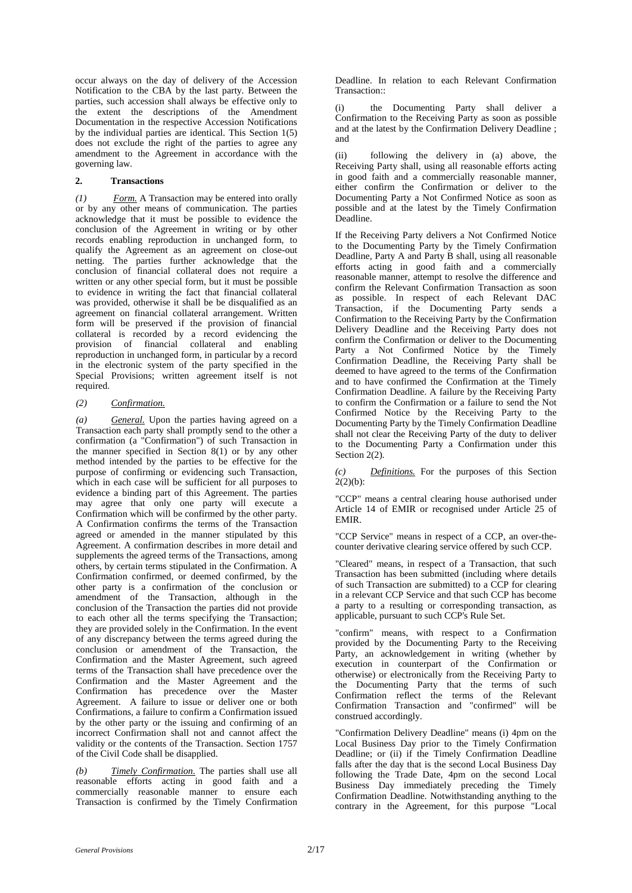occur always on the day of delivery of the Accession Notification to the CBA by the last party. Between the parties, such accession shall always be effective only to the extent the descriptions of the Amendment Documentation in the respective Accession Notifications by the individual parties are identical. This Section 1(5) does not exclude the right of the parties to agree any amendment to the Agreement in accordance with the governing law.

## 2. Transactions

*(1)* *Form.* A Transaction may be entered into orally or by any other means of communication. The parties acknowledge that it must be possible to evidence the conclusion of the Agreement in writing or by other records enabling reproduction in unchanged form, to qualify the Agreement as an agreement on close-out netting. The parties further acknowledge that the conclusion of financial collateral does not require a written or any other special form, but it must be possible to evidence in writing the fact that financial collateral was provided, otherwise it shall be be disqualified as an agreement on financial collateral arrangement. Written form will be preserved if the provision of financial collateral is recorded by a record evidencing the provision of financial collateral and enabling reproduction in unchanged form, in particular by a record in the electronic system of the party specified in the Special Provisions; written agreement itself is not required.

*(2)* *Confirmation.*

*(a)* *General.* Upon the parties having agreed on a Transaction each party shall promptly send to the other a confirmation (a "Confirmation") of such Transaction in the manner specified in Section 8(1) or by any other method intended by the parties to be effective for the purpose of confirming or evidencing such Transaction, which in each case will be sufficient for all purposes to evidence a binding part of this Agreement. The parties may agree that only one party will execute a Confirmation which will be confirmed by the other party. A Confirmation confirms the terms of the Transaction agreed or amended in the manner stipulated by this Agreement. A confirmation describes in more detail and supplements the agreed terms of the Transactions, among others, by certain terms stipulated in the Confirmation. A Confirmation confirmed, or deemed confirmed, by the other party is a confirmation of the conclusion or amendment of the Transaction, although in the conclusion of the Transaction the parties did not provide to each other all the terms specifying the Transaction; they are provided solely in the Confirmation. In the event of any discrepancy between the terms agreed during the conclusion or amendment of the Transaction, the Confirmation and the Master Agreement, such agreed terms of the Transaction shall have precedence over the Confirmation and the Master Agreement and the Confirmation has precedence over the Master Agreement. A failure to issue or deliver one or both Confirmations, a failure to confirm a Confirmation issued by the other party or the issuing and confirming of an incorrect Confirmation shall not and cannot affect the validity or the contents of the Transaction. Section 1757 of the Civil Code shall be disapplied.

*(b)* *Timely Confirmation.* The parties shall use all reasonable efforts acting in good faith and a commercially reasonable manner to ensure each Transaction is confirmed by the Timely Confirmation Deadline. In relation to each Relevant Confirmation Transaction::

(i) the Documenting Party shall deliver a Confirmation to the Receiving Party as soon as possible and at the latest by the Confirmation Delivery Deadline ; and

(ii) following the delivery in (a) above, the Receiving Party shall, using all reasonable efforts acting in good faith and a commercially reasonable manner, either confirm the Confirmation or deliver to the Documenting Party a Not Confirmed Notice as soon as possible and at the latest by the Timely Confirmation Deadline.

If the Receiving Party delivers a Not Confirmed Notice to the Documenting Party by the Timely Confirmation Deadline, Party A and Party B shall, using all reasonable efforts acting in good faith and a commercially reasonable manner, attempt to resolve the difference and confirm the Relevant Confirmation Transaction as soon as possible. In respect of each Relevant DAC Transaction, if the Documenting Party sends a Confirmation to the Receiving Party by the Confirmation Delivery Deadline and the Receiving Party does not confirm the Confirmation or deliver to the Documenting Party a Not Confirmed Notice by the Timely Confirmation Deadline, the Receiving Party shall be deemed to have agreed to the terms of the Confirmation and to have confirmed the Confirmation at the Timely Confirmation Deadline. A failure by the Receiving Party to confirm the Confirmation or a failure to send the Not Confirmed Notice by the Receiving Party to the Documenting Party by the Timely Confirmation Deadline shall not clear the Receiving Party of the duty to deliver to the Documenting Party a Confirmation under this Section 2(2).

*(c)* *Definitions.* For the purposes of this Section 2(2)(b):

"CCP" means a central clearing house authorised under Article 14 of EMIR or recognised under Article 25 of EMIR.

"CCP Service" means in respect of a CCP, an over-the-counter derivative clearing service offered by such CCP.

"Cleared" means, in respect of a Transaction, that such Transaction has been submitted (including where details of such Transaction are submitted) to a CCP for clearing in a relevant CCP Service and that such CCP has become a party to a resulting or corresponding transaction, as applicable, pursuant to such CCP's Rule Set.

"confirm" means, with respect to a Confirmation provided by the Documenting Party to the Receiving Party, an acknowledgement in writing (whether by execution in counterpart of the Confirmation or otherwise) or electronically from the Receiving Party to the Documenting Party that the terms of such Confirmation reflect the terms of the Relevant Confirmation Transaction and "confirmed" will be construed accordingly.

"Confirmation Delivery Deadline" means (i) 4pm on the Local Business Day prior to the Timely Confirmation Deadline; or (ii) if the Timely Confirmation Deadline falls after the day that is the second Local Business Day following the Trade Date, 4pm on the second Local Business Day immediately preceding the Timely Confirmation Deadline. Notwithstanding anything to the contrary in the Agreement, for this purpose "Local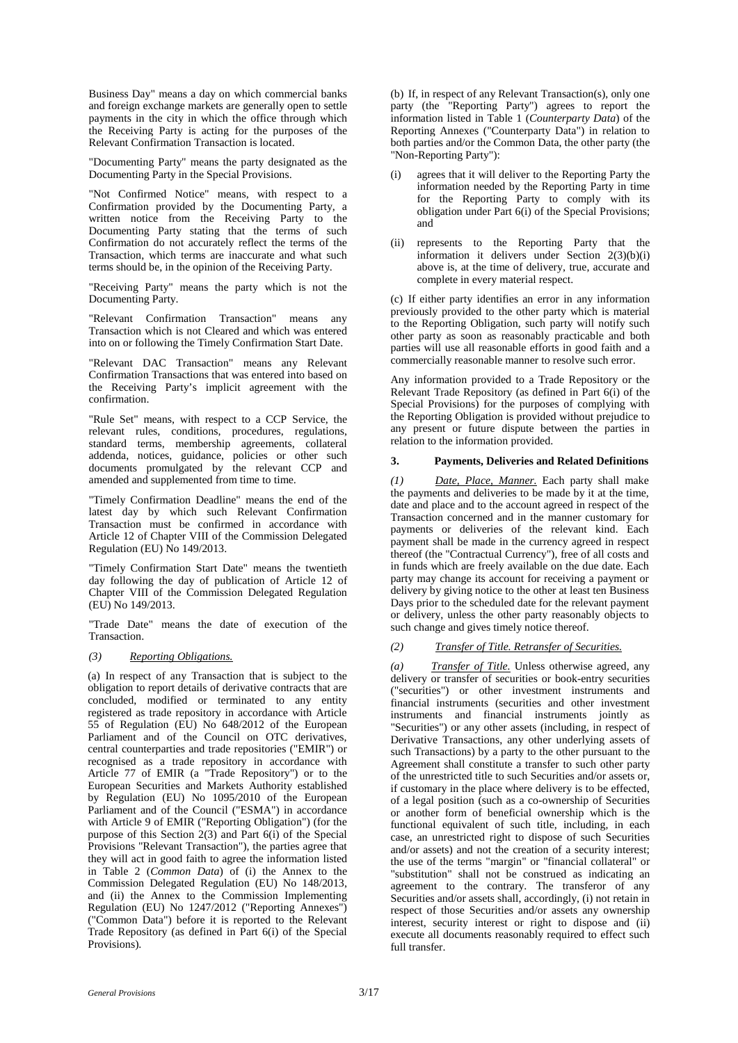Business Day" means a day on which commercial banks and foreign exchange markets are generally open to settle payments in the city in which the office through which the Receiving Party is acting for the purposes of the Relevant Confirmation Transaction is located.

"Documenting Party" means the party designated as the Documenting Party in the Special Provisions.

"Not Confirmed Notice" means, with respect to a Confirmation provided by the Documenting Party, a written notice from the Receiving Party to the Documenting Party stating that the terms of such Confirmation do not accurately reflect the terms of the Transaction, which terms are inaccurate and what such terms should be, in the opinion of the Receiving Party.

"Receiving Party" means the party which is not the Documenting Party.

"Relevant Confirmation Transaction" means any Transaction which is not Cleared and which was entered into on or following the Timely Confirmation Start Date.

"Relevant DAC Transaction" means any Relevant Confirmation Transactions that was entered into based on the Receiving Party's implicit agreement with the confirmation.

"Rule Set" means, with respect to a CCP Service, the relevant rules, conditions, procedures, regulations, standard terms, membership agreements, collateral addenda, notices, guidance, policies or other such documents promulgated by the relevant CCP and amended and supplemented from time to time.

"Timely Confirmation Deadline" means the end of the latest day by which such Relevant Confirmation Transaction must be confirmed in accordance with Article 12 of Chapter VIII of the Commission Delegated Regulation (EU) No 149/2013.

"Timely Confirmation Start Date" means the twentieth day following the day of publication of Article 12 of Chapter VIII of the Commission Delegated Regulation (EU) No 149/2013.

"Trade Date" means the date of execution of the Transaction.

*(3)* *Reporting Obligations.*

(a) In respect of any Transaction that is subject to the obligation to report details of derivative contracts that are concluded, modified or terminated to any entity registered as trade repository in accordance with Article 55 of Regulation (EU) No 648/2012 of the European Parliament and of the Council on OTC derivatives, central counterparties and trade repositories ("EMIR") or recognised as a trade repository in accordance with Article 77 of EMIR (a "Trade Repository") or to the European Securities and Markets Authority established by Regulation (EU) No 1095/2010 of the European Parliament and of the Council ("ESMA") in accordance with Article 9 of EMIR (for the purpose of this Section 2(3) and Part 6(i) of the Special Provisions "Relevant Transaction"), the parties agree that they will act in good faith to agree the information listed in Table 2 (*Common Data*) of (i) the Annex to the Commission Delegated Regulation (EU) No 148/2013, and (ii) the Annex to the Commission Implementing Regulation (EU) No 1247/2012 ("Reporting Annexes") ("Common Data") before it is reported to the Relevant Trade Repository (as defined in Part 6(i) of the Special Provisions).

(b) If, in respect of any Relevant Transaction(s), only one party (the "Reporting Party") agrees to report the information listed in Table 1 (*Counterparty Data*) of the Reporting Annexes ("Counterparty Data") in relation to both parties and/or the Common Data, the other party (the "Non-Reporting Party"):

(i) agrees that it will deliver to the Reporting Party the information needed by the Reporting Party in time for the Reporting Party to comply with its obligation under Part 6(i) of the Special Provisions; and

(ii) represents to the Reporting Party that the information it delivers under Section 2(3)(b)(i) above is, at the time of delivery, true, accurate and complete in every material respect.

(c) If either party identifies an error in any information previously provided to the other party which is material to the Reporting Obligation, such party will notify such other party as soon as reasonably practicable and both parties will use all reasonable efforts in good faith and a commercially reasonable manner to resolve such error.

Any information provided to a Trade Repository or the Relevant Trade Repository (as defined in Part 6(i) of the Special Provisions) for the purposes of complying with the Reporting Obligation is provided without prejudice to any present or future dispute between the parties in relation to the information provided.

## 3. Payments, Deliveries and Related Definitions

*(1)* *Date, Place, Manner.* Each party shall make the payments and deliveries to be made by it at the time, date and place and to the account agreed in respect of the Transaction concerned and in the manner customary for payments or deliveries of the relevant kind. Each payment shall be made in the currency agreed in respect thereof (the "Contractual Currency"), free of all costs and in funds which are freely available on the due date. Each party may change its account for receiving a payment or delivery by giving notice to the other at least ten Business Days prior to the scheduled date for the relevant payment or delivery, unless the other party reasonably objects to such change and gives timely notice thereof.

*(2)* *Transfer of Title. Retransfer of Securities.*

*(a)* *Transfer of Title.* Unless otherwise agreed, any delivery or transfer of securities or book-entry securities ("securities") or other investment instruments and financial instruments (securities and other investment instruments and financial instruments jointly as "Securities") or any other assets (including, in respect of Derivative Transactions, any other underlying assets of such Transactions) by a party to the other pursuant to the Agreement shall constitute a transfer to such other party of the unrestricted title to such Securities and/or assets or, if customary in the place where delivery is to be effected, of a legal position (such as a co-ownership of Securities or another form of beneficial ownership which is the functional equivalent of such title, including, in each case, an unrestricted right to dispose of such Securities and/or assets) and not the creation of a security interest; the use of the terms "margin" or "financial collateral" or "substitution" shall not be construed as indicating an agreement to the contrary. The transferor of any Securities and/or assets shall, accordingly, (i) not retain in respect of those Securities and/or assets any ownership interest, security interest or right to dispose and (ii) execute all documents reasonably required to effect such full transfer.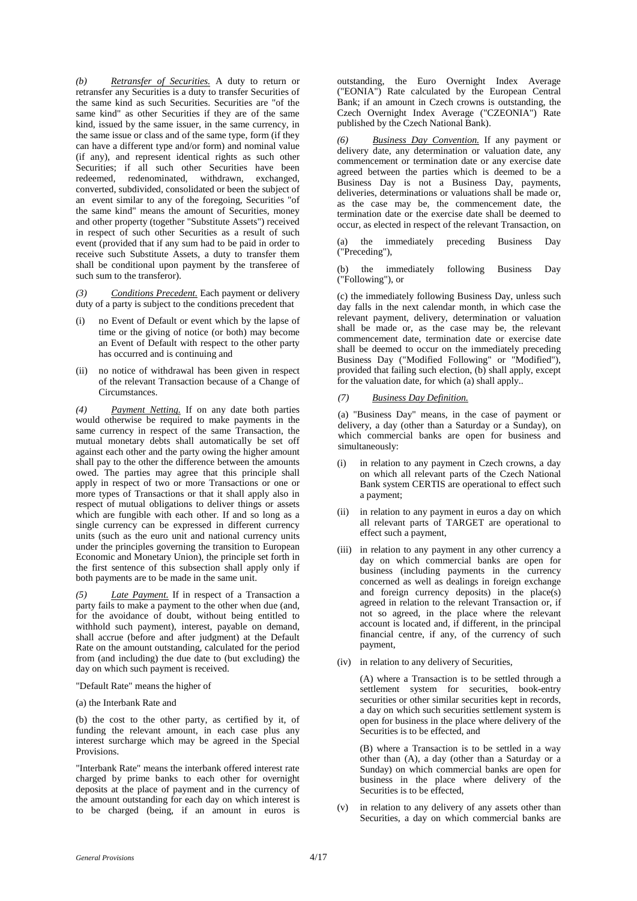*(b) Retransfer of Securities.* A duty to return or retransfer any Securities is a duty to transfer Securities of the same kind as such Securities. Securities are "of the same kind" as other Securities if they are of the same kind, issued by the same issuer, in the same currency, in the same issue or class and of the same type, form (if they can have a different type and/or form) and nominal value (if any), and represent identical rights as such other Securities; if all such other Securities have been redeemed, redenominated, withdrawn, exchanged, converted, subdivided, consolidated or been the subject of an event similar to any of the foregoing, Securities "of the same kind" means the amount of Securities, money and other property (together "Substitute Assets") received in respect of such other Securities as a result of such event (provided that if any sum had to be paid in order to receive such Substitute Assets, a duty to transfer them shall be conditional upon payment by the transferee of such sum to the transferor).

*(3) Conditions Precedent.* Each payment or delivery duty of a party is subject to the conditions precedent that

(i) no Event of Default or event which by the lapse of time or the giving of notice (or both) may become an Event of Default with respect to the other party has occurred and is continuing and

(ii) no notice of withdrawal has been given in respect of the relevant Transaction because of a Change of Circumstances.

*(4) Payment Netting.* If on any date both parties would otherwise be required to make payments in the same currency in respect of the same Transaction, the mutual monetary debts shall automatically be set off against each other and the party owing the higher amount shall pay to the other the difference between the amounts owed. The parties may agree that this principle shall apply in respect of two or more Transactions or one or more types of Transactions or that it shall apply also in respect of mutual obligations to deliver things or assets which are fungible with each other. If and so long as a single currency can be expressed in different currency units (such as the euro unit and national currency units under the principles governing the transition to European Economic and Monetary Union), the principle set forth in the first sentence of this subsection shall apply only if both payments are to be made in the same unit.

*(5) Late Payment.* If in respect of a Transaction a party fails to make a payment to the other when due (and, for the avoidance of doubt, without being entitled to withhold such payment), interest, payable on demand, shall accrue (before and after judgment) at the Default Rate on the amount outstanding, calculated for the period from (and including) the due date to (but excluding) the day on which such payment is received.

"Default Rate" means the higher of

(a) the Interbank Rate and

(b) the cost to the other party, as certified by it, of funding the relevant amount, in each case plus any interest surcharge which may be agreed in the Special Provisions.

"Interbank Rate" means the interbank offered interest rate charged by prime banks to each other for overnight deposits at the place of payment and in the currency of the amount outstanding for each day on which interest is to be charged (being, if an amount in euros is outstanding, the Euro Overnight Index Average ("EONIA") Rate calculated by the European Central Bank; if an amount in Czech crowns is outstanding, the Czech Overnight Index Average ("CZEONIA") Rate published by the Czech National Bank).

*(6) Business Day Convention.* If any payment or delivery date, any determination or valuation date, any commencement or termination date or any exercise date agreed between the parties which is deemed to be a Business Day is not a Business Day, payments, deliveries, determinations or valuations shall be made or, as the case may be, the commencement date, the termination date or the exercise date shall be deemed to occur, as elected in respect of the relevant Transaction, on

(a) the immediately preceding Business Day ("Preceding"),

(b) the immediately following Business Day ("Following"), or

(c) the immediately following Business Day, unless such day falls in the next calendar month, in which case the relevant payment, delivery, determination or valuation shall be made or, as the case may be, the relevant commencement date, termination date or exercise date shall be deemed to occur on the immediately preceding Business Day ("Modified Following" or "Modified"), provided that failing such election, (b) shall apply, except for the valuation date, for which (a) shall apply..

*(7) Business Day Definition.*

(a) "Business Day" means, in the case of payment or delivery, a day (other than a Saturday or a Sunday), on which commercial banks are open for business and simultaneously:

(i) in relation to any payment in Czech crowns, a day on which all relevant parts of the Czech National Bank system CERTIS are operational to effect such a payment;

(ii) in relation to any payment in euros a day on which all relevant parts of TARGET are operational to effect such a payment,

(iii) in relation to any payment in any other currency a day on which commercial banks are open for business (including payments in the currency concerned as well as dealings in foreign exchange and foreign currency deposits) in the place(s) agreed in relation to the relevant Transaction or, if not so agreed, in the place where the relevant account is located and, if different, in the principal financial centre, if any, of the currency of such payment,

(iv) in relation to any delivery of Securities,

(A) where a Transaction is to be settled through a settlement system for securities, book-entry securities or other similar securities kept in records, a day on which such securities settlement system is open for business in the place where delivery of the Securities is to be effected, and

(B) where a Transaction is to be settled in a way other than (A), a day (other than a Saturday or a Sunday) on which commercial banks are open for business in the place where delivery of the Securities is to be effected,

(v) in relation to any delivery of any assets other than Securities, a day on which commercial banks are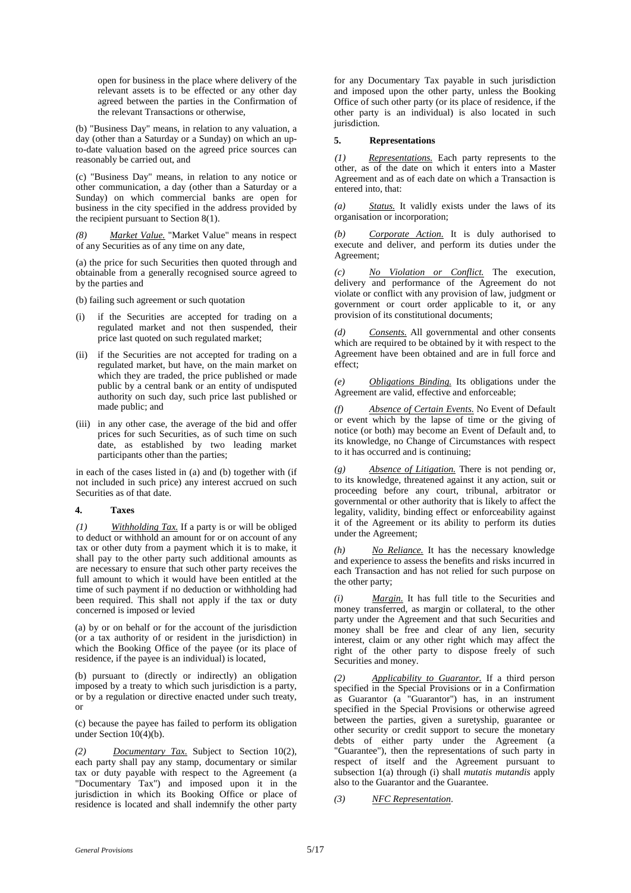open for business in the place where delivery of the relevant assets is to be effected or any other day agreed between the parties in the Confirmation of the relevant Transactions or otherwise,

(b) "Business Day" means, in relation to any valuation, a day (other than a Saturday or a Sunday) on which an up-to-date valuation based on the agreed price sources can reasonably be carried out, and

(c) "Business Day" means, in relation to any notice or other communication, a day (other than a Saturday or a Sunday) on which commercial banks are open for business in the city specified in the address provided by the recipient pursuant to Section 8(1).

*(8)* *Market Value.* "Market Value" means in respect of any Securities as of any time on any date,

(a) the price for such Securities then quoted through and obtainable from a generally recognised source agreed to by the parties and

(b) failing such agreement or such quotation

(i) if the Securities are accepted for trading on a regulated market and not then suspended, their price last quoted on such regulated market;

(ii) if the Securities are not accepted for trading on a regulated market, but have, on the main market on which they are traded, the price published or made public by a central bank or an entity of undisputed authority on such day, such price last published or made public; and

(iii) in any other case, the average of the bid and offer prices for such Securities, as of such time on such date, as established by two leading market participants other than the parties;

in each of the cases listed in (a) and (b) together with (if not included in such price) any interest accrued on such Securities as of that date.

## 4. Taxes

*(1)* *Withholding Tax.* If a party is or will be obliged to deduct or withhold an amount for or on account of any tax or other duty from a payment which it is to make, it shall pay to the other party such additional amounts as are necessary to ensure that such other party receives the full amount to which it would have been entitled at the time of such payment if no deduction or withholding had been required. This shall not apply if the tax or duty concerned is imposed or levied

(a) by or on behalf or for the account of the jurisdiction (or a tax authority of or resident in the jurisdiction) in which the Booking Office of the payee (or its place of residence, if the payee is an individual) is located,

(b) pursuant to (directly or indirectly) an obligation imposed by a treaty to which such jurisdiction is a party, or by a regulation or directive enacted under such treaty, or

(c) because the payee has failed to perform its obligation under Section 10(4)(b).

*(2)* *Documentary Tax.* Subject to Section 10(2), each party shall pay any stamp, documentary or similar tax or duty payable with respect to the Agreement (a "Documentary Tax") and imposed upon it in the jurisdiction in which its Booking Office or place of residence is located and shall indemnify the other party for any Documentary Tax payable in such jurisdiction and imposed upon the other party, unless the Booking Office of such other party (or its place of residence, if the other party is an individual) is also located in such jurisdiction.

## 5. Representations

*(1)* *Representations.* Each party represents to the other, as of the date on which it enters into a Master Agreement and as of each date on which a Transaction is entered into, that:

*(a)* *Status.* It validly exists under the laws of its organisation or incorporation;

*(b)* *Corporate Action.* It is duly authorised to execute and deliver, and perform its duties under the Agreement;

*(c)* *No Violation or Conflict.* The execution, delivery and performance of the Agreement do not violate or conflict with any provision of law, judgment or government or court order applicable to it, or any provision of its constitutional documents;

*(d)* *Consents.* All governmental and other consents which are required to be obtained by it with respect to the Agreement have been obtained and are in full force and effect;

*(e)* *Obligations Binding.* Its obligations under the Agreement are valid, effective and enforceable;

*(f)* *Absence of Certain Events.* No Event of Default or event which by the lapse of time or the giving of notice (or both) may become an Event of Default and, to its knowledge, no Change of Circumstances with respect to it has occurred and is continuing;

*(g)* *Absence of Litigation.* There is not pending or, to its knowledge, threatened against it any action, suit or proceeding before any court, tribunal, arbitrator or governmental or other authority that is likely to affect the legality, validity, binding effect or enforceability against it of the Agreement or its ability to perform its duties under the Agreement;

*(h)* *No Reliance.* It has the necessary knowledge and experience to assess the benefits and risks incurred in each Transaction and has not relied for such purpose on the other party;

*(i)* *Margin.* It has full title to the Securities and money transferred, as margin or collateral, to the other party under the Agreement and that such Securities and money shall be free and clear of any lien, security interest, claim or any other right which may affect the right of the other party to dispose freely of such Securities and money.

*(2)* *Applicability to Guarantor.* If a third person specified in the Special Provisions or in a Confirmation as Guarantor (a "Guarantor") has, in an instrument specified in the Special Provisions or otherwise agreed between the parties, given a suretyship, guarantee or other security or credit support to secure the monetary debts of either party under the Agreement (a "Guarantee"), then the representations of such party in respect of itself and the Agreement pursuant to subsection 1(a) through (i) shall *mutatis mutandis* apply also to the Guarantor and the Guarantee.

*(3)* *NFC Representation*.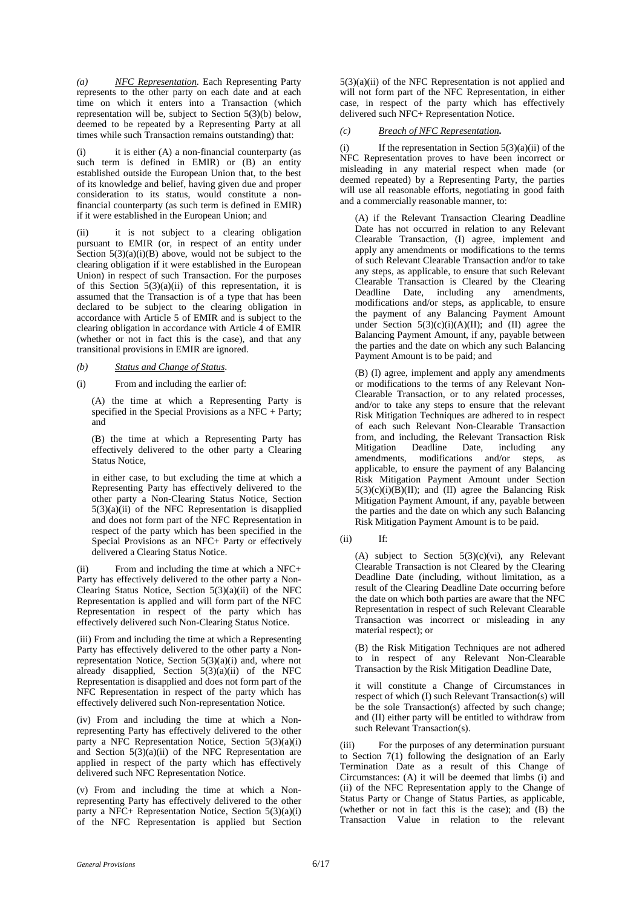*(a)* *NFC Representation.* Each Representing Party represents to the other party on each date and at each time on which it enters into a Transaction (which representation will be, subject to Section 5(3)(b) below, deemed to be repeated by a Representing Party at all times while such Transaction remains outstanding) that:

(i) it is either (A) a non-financial counterparty (as such term is defined in EMIR) or (B) an entity established outside the European Union that, to the best of its knowledge and belief, having given due and proper consideration to its status, would constitute a non-financial counterparty (as such term is defined in EMIR) if it were established in the European Union; and

(ii) it is not subject to a clearing obligation pursuant to EMIR (or, in respect of an entity under Section 5(3)(a)(i)(B) above, would not be subject to the clearing obligation if it were established in the European Union) in respect of such Transaction. For the purposes of this Section 5(3)(a)(ii) of this representation, it is assumed that the Transaction is of a type that has been declared to be subject to the clearing obligation in accordance with Article 5 of EMIR and is subject to the clearing obligation in accordance with Article 4 of EMIR (whether or not in fact this is the case), and that any transitional provisions in EMIR are ignored.

*(b)* *Status and Change of Status.*

(i) From and including the earlier of:

(A) the time at which a Representing Party is specified in the Special Provisions as a NFC + Party; and

(B) the time at which a Representing Party has effectively delivered to the other party a Clearing Status Notice,

in either case, to but excluding the time at which a Representing Party has effectively delivered to the other party a Non-Clearing Status Notice, Section 5(3)(a)(ii) of the NFC Representation is disapplied and does not form part of the NFC Representation in respect of the party which has been specified in the Special Provisions as an NFC+ Party or effectively delivered a Clearing Status Notice.

(ii) From and including the time at which a NFC+ Party has effectively delivered to the other party a Non-Clearing Status Notice, Section 5(3)(a)(ii) of the NFC Representation is applied and will form part of the NFC Representation in respect of the party which has effectively delivered such Non-Clearing Status Notice.

(iii) From and including the time at which a Representing Party has effectively delivered to the other party a Non-representation Notice, Section 5(3)(a)(i) and, where not already disapplied, Section 5(3)(a)(ii) of the NFC Representation is disapplied and does not form part of the NFC Representation in respect of the party which has effectively delivered such Non-representation Notice.

(iv) From and including the time at which a Non-representing Party has effectively delivered to the other party a NFC Representation Notice, Section 5(3)(a)(i) and Section 5(3)(a)(ii) of the NFC Representation are applied in respect of the party which has effectively delivered such NFC Representation Notice.

(v) From and including the time at which a Non-representing Party has effectively delivered to the other party a NFC+ Representation Notice, Section 5(3)(a)(i) of the NFC Representation is applied but Section 5(3)(a)(ii) of the NFC Representation is not applied and will not form part of the NFC Representation, in either case, in respect of the party which has effectively delivered such NFC+ Representation Notice.

*(c)* ***Breach of NFC Representation.***

(i) If the representation in Section 5(3)(a)(ii) of the NFC Representation proves to have been incorrect or misleading in any material respect when made (or deemed repeated) by a Representing Party, the parties will use all reasonable efforts, negotiating in good faith and a commercially reasonable manner, to:

(A) if the Relevant Transaction Clearing Deadline Date has not occurred in relation to any Relevant Clearable Transaction, (I) agree, implement and apply any amendments or modifications to the terms of such Relevant Clearable Transaction and/or to take any steps, as applicable, to ensure that such Relevant Clearable Transaction is Cleared by the Clearing Deadline Date, including any amendments, modifications and/or steps, as applicable, to ensure the payment of any Balancing Payment Amount under Section 5(3)(c)(i)(A)(II); and (II) agree the Balancing Payment Amount, if any, payable between the parties and the date on which any such Balancing Payment Amount is to be paid; and

(B) (I) agree, implement and apply any amendments or modifications to the terms of any Relevant Non-Clearable Transaction, or to any related processes, and/or to take any steps to ensure that the relevant Risk Mitigation Techniques are adhered to in respect of each such Relevant Non-Clearable Transaction from, and including, the Relevant Transaction Risk Mitigation Deadline Date, including any amendments, modifications and/or steps, as applicable, to ensure the payment of any Balancing Risk Mitigation Payment Amount under Section 5(3)(c)(i)(B)(II); and (II) agree the Balancing Risk Mitigation Payment Amount, if any, payable between the parties and the date on which any such Balancing Risk Mitigation Payment Amount is to be paid.

(ii) If:

(A) subject to Section 5(3)(c)(vi), any Relevant Clearable Transaction is not Cleared by the Clearing Deadline Date (including, without limitation, as a result of the Clearing Deadline Date occurring before the date on which both parties are aware that the NFC Representation in respect of such Relevant Clearable Transaction was incorrect or misleading in any material respect); or

(B) the Risk Mitigation Techniques are not adhered to in respect of any Relevant Non-Clearable Transaction by the Risk Mitigation Deadline Date,

it will constitute a Change of Circumstances in respect of which (I) such Relevant Transaction(s) will be the sole Transaction(s) affected by such change; and (II) either party will be entitled to withdraw from such Relevant Transaction(s).

(iii) For the purposes of any determination pursuant to Section 7(1) following the designation of an Early Termination Date as a result of this Change of Circumstances: (A) it will be deemed that limbs (i) and (ii) of the NFC Representation apply to the Change of Status Party or Change of Status Parties, as applicable, (whether or not in fact this is the case); and (B) the Transaction Value in relation to the relevant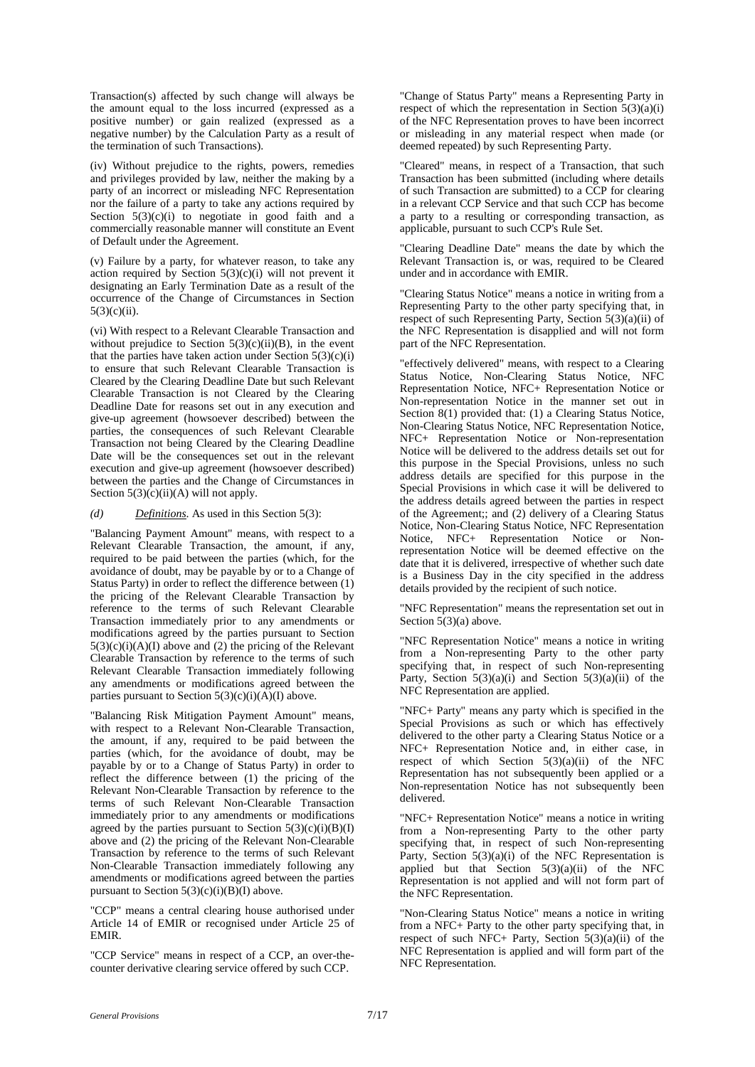Transaction(s) affected by such change will always be the amount equal to the loss incurred (expressed as a positive number) or gain realized (expressed as a negative number) by the Calculation Party as a result of the termination of such Transactions).

(iv) Without prejudice to the rights, powers, remedies and privileges provided by law, neither the making by a party of an incorrect or misleading NFC Representation nor the failure of a party to take any actions required by Section 5(3)(c)(i) to negotiate in good faith and a commercially reasonable manner will constitute an Event of Default under the Agreement.

(v) Failure by a party, for whatever reason, to take any action required by Section 5(3)(c)(i) will not prevent it designating an Early Termination Date as a result of the occurrence of the Change of Circumstances in Section 5(3)(c)(ii).

(vi) With respect to a Relevant Clearable Transaction and without prejudice to Section 5(3)(c)(ii)(B), in the event that the parties have taken action under Section 5(3)(c)(i) to ensure that such Relevant Clearable Transaction is Cleared by the Clearing Deadline Date but such Relevant Clearable Transaction is not Cleared by the Clearing Deadline Date for reasons set out in any execution and give-up agreement (howsoever described) between the parties, the consequences of such Relevant Clearable Transaction not being Cleared by the Clearing Deadline Date will be the consequences set out in the relevant execution and give-up agreement (howsoever described) between the parties and the Change of Circumstances in Section 5(3)(c)(ii)(A) will not apply.

*(d)* *Definitions*. As used in this Section 5(3):

"Balancing Payment Amount" means, with respect to a Relevant Clearable Transaction, the amount, if any, required to be paid between the parties (which, for the avoidance of doubt, may be payable by or to a Change of Status Party) in order to reflect the difference between (1) the pricing of the Relevant Clearable Transaction by reference to the terms of such Relevant Clearable Transaction immediately prior to any amendments or modifications agreed by the parties pursuant to Section 5(3)(c)(i)(A)(I) above and (2) the pricing of the Relevant Clearable Transaction by reference to the terms of such Relevant Clearable Transaction immediately following any amendments or modifications agreed between the parties pursuant to Section 5(3)(c)(i)(A)(I) above.

"Balancing Risk Mitigation Payment Amount" means, with respect to a Relevant Non-Clearable Transaction, the amount, if any, required to be paid between the parties (which, for the avoidance of doubt, may be payable by or to a Change of Status Party) in order to reflect the difference between (1) the pricing of the Relevant Non-Clearable Transaction by reference to the terms of such Relevant Non-Clearable Transaction immediately prior to any amendments or modifications agreed by the parties pursuant to Section 5(3)(c)(i)(B)(I) above and (2) the pricing of the Relevant Non-Clearable Transaction by reference to the terms of such Relevant Non-Clearable Transaction immediately following any amendments or modifications agreed between the parties pursuant to Section 5(3)(c)(i)(B)(I) above.

"CCP" means a central clearing house authorised under Article 14 of EMIR or recognised under Article 25 of EMIR.

"CCP Service" means in respect of a CCP, an over-the-counter derivative clearing service offered by such CCP.

"Change of Status Party" means a Representing Party in respect of which the representation in Section 5(3)(a)(i) of the NFC Representation proves to have been incorrect or misleading in any material respect when made (or deemed repeated) by such Representing Party.

"Cleared" means, in respect of a Transaction, that such Transaction has been submitted (including where details of such Transaction are submitted) to a CCP for clearing in a relevant CCP Service and that such CCP has become a party to a resulting or corresponding transaction, as applicable, pursuant to such CCP's Rule Set.

"Clearing Deadline Date" means the date by which the Relevant Transaction is, or was, required to be Cleared under and in accordance with EMIR.

"Clearing Status Notice" means a notice in writing from a Representing Party to the other party specifying that, in respect of such Representing Party, Section 5(3)(a)(ii) of the NFC Representation is disapplied and will not form part of the NFC Representation.

"effectively delivered" means, with respect to a Clearing Status Notice, Non-Clearing Status Notice, NFC Representation Notice, NFC+ Representation Notice or Non-representation Notice in the manner set out in Section 8(1) provided that: (1) a Clearing Status Notice, Non-Clearing Status Notice, NFC Representation Notice, NFC+ Representation Notice or Non-representation Notice will be delivered to the address details set out for this purpose in the Special Provisions, unless no such address details are specified for this purpose in the Special Provisions in which case it will be delivered to the address details agreed between the parties in respect of the Agreement;; and (2) delivery of a Clearing Status Notice, Non-Clearing Status Notice, NFC Representation Notice, NFC+ Representation Notice or Non-representation Notice will be deemed effective on the date that it is delivered, irrespective of whether such date is a Business Day in the city specified in the address details provided by the recipient of such notice.

"NFC Representation" means the representation set out in Section 5(3)(a) above.

"NFC Representation Notice" means a notice in writing from a Non-representing Party to the other party specifying that, in respect of such Non-representing Party, Section 5(3)(a)(i) and Section 5(3)(a)(ii) of the NFC Representation are applied.

"NFC+ Party" means any party which is specified in the Special Provisions as such or which has effectively delivered to the other party a Clearing Status Notice or a NFC+ Representation Notice and, in either case, in respect of which Section 5(3)(a)(ii) of the NFC Representation has not subsequently been applied or a Non-representation Notice has not subsequently been delivered.

"NFC+ Representation Notice" means a notice in writing from a Non-representing Party to the other party specifying that, in respect of such Non-representing Party, Section 5(3)(a)(i) of the NFC Representation is applied but that Section 5(3)(a)(ii) of the NFC Representation is not applied and will not form part of the NFC Representation.

"Non-Clearing Status Notice" means a notice in writing from a NFC+ Party to the other party specifying that, in respect of such NFC+ Party, Section 5(3)(a)(ii) of the NFC Representation is applied and will form part of the NFC Representation.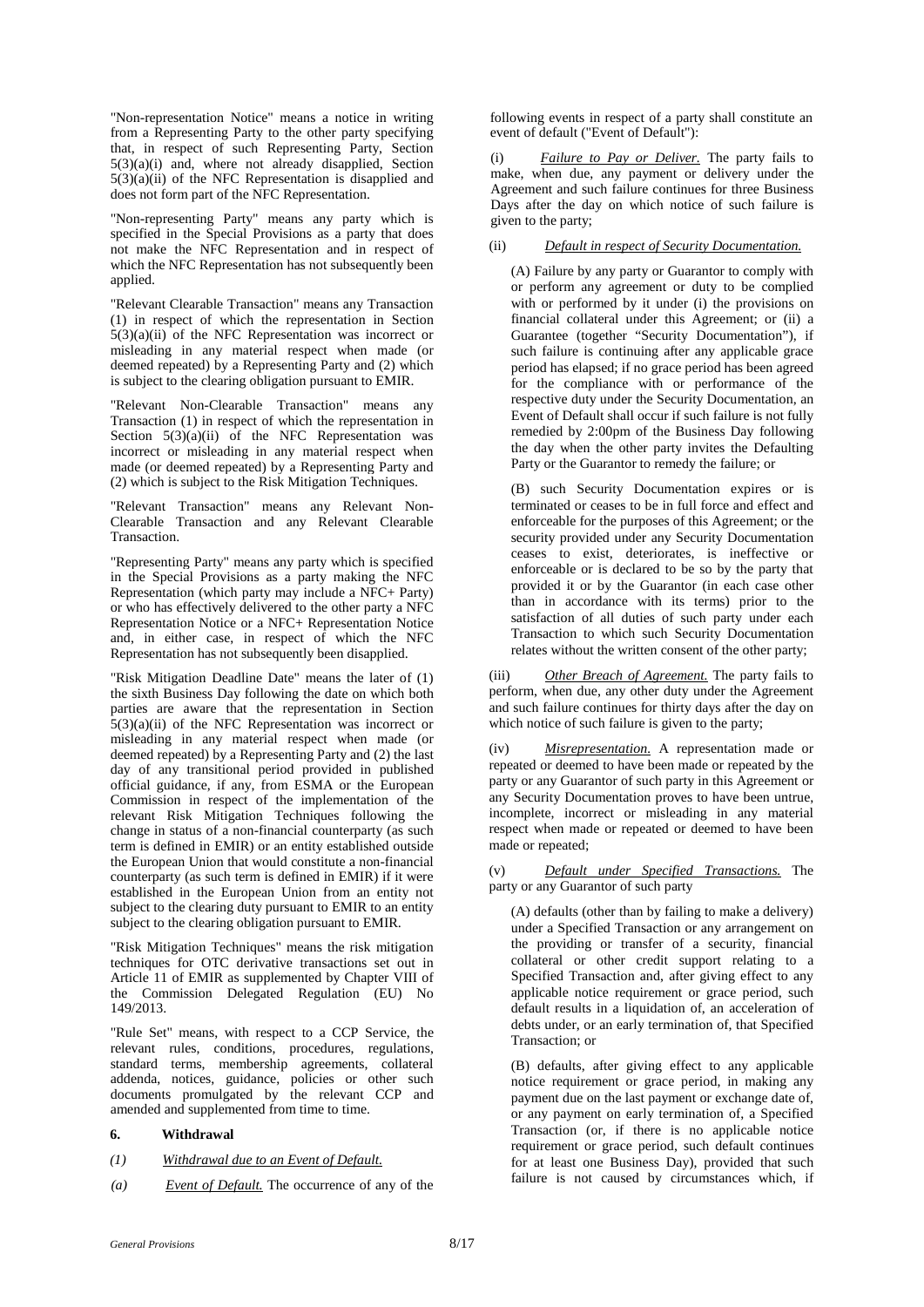"Non-representation Notice" means a notice in writing from a Representing Party to the other party specifying that, in respect of such Representing Party, Section 5(3)(a)(i) and, where not already disapplied, Section 5(3)(a)(ii) of the NFC Representation is disapplied and does not form part of the NFC Representation.

"Non-representing Party" means any party which is specified in the Special Provisions as a party that does not make the NFC Representation and in respect of which the NFC Representation has not subsequently been applied.

"Relevant Clearable Transaction" means any Transaction (1) in respect of which the representation in Section 5(3)(a)(ii) of the NFC Representation was incorrect or misleading in any material respect when made (or deemed repeated) by a Representing Party and (2) which is subject to the clearing obligation pursuant to EMIR.

"Relevant Non-Clearable Transaction" means any Transaction (1) in respect of which the representation in Section 5(3)(a)(ii) of the NFC Representation was incorrect or misleading in any material respect when made (or deemed repeated) by a Representing Party and (2) which is subject to the Risk Mitigation Techniques.

"Relevant Transaction" means any Relevant Non-Clearable Transaction and any Relevant Clearable Transaction.

"Representing Party" means any party which is specified in the Special Provisions as a party making the NFC Representation (which party may include a NFC+ Party) or who has effectively delivered to the other party a NFC Representation Notice or a NFC+ Representation Notice and, in either case, in respect of which the NFC Representation has not subsequently been disapplied.

"Risk Mitigation Deadline Date" means the later of (1) the sixth Business Day following the date on which both parties are aware that the representation in Section 5(3)(a)(ii) of the NFC Representation was incorrect or misleading in any material respect when made (or deemed repeated) by a Representing Party and (2) the last day of any transitional period provided in published official guidance, if any, from ESMA or the European Commission in respect of the implementation of the relevant Risk Mitigation Techniques following the change in status of a non-financial counterparty (as such term is defined in EMIR) or an entity established outside the European Union that would constitute a non-financial counterparty (as such term is defined in EMIR) if it were established in the European Union from an entity not subject to the clearing duty pursuant to EMIR to an entity subject to the clearing obligation pursuant to EMIR.

"Risk Mitigation Techniques" means the risk mitigation techniques for OTC derivative transactions set out in Article 11 of EMIR as supplemented by Chapter VIII of the Commission Delegated Regulation (EU) No 149/2013.

"Rule Set" means, with respect to a CCP Service, the relevant rules, conditions, procedures, regulations, standard terms, membership agreements, collateral addenda, notices, guidance, policies or other such documents promulgated by the relevant CCP and amended and supplemented from time to time.

## 6. Withdrawal

*(1) Withdrawal due to an Event of Default.*

*(a) Event of Default.* The occurrence of any of the following events in respect of a party shall constitute an event of default ("Event of Default"):

(i) *Failure to Pay or Deliver.* The party fails to make, when due, any payment or delivery under the Agreement and such failure continues for three Business Days after the day on which notice of such failure is given to the party;

(ii) *Default in respect of Security Documentation.*

(A) Failure by any party or Guarantor to comply with or perform any agreement or duty to be complied with or performed by it under (i) the provisions on financial collateral under this Agreement; or (ii) a Guarantee (together "Security Documentation"), if such failure is continuing after any applicable grace period has elapsed; if no grace period has been agreed for the compliance with or performance of the respective duty under the Security Documentation, an Event of Default shall occur if such failure is not fully remedied by 2:00pm of the Business Day following the day when the other party invites the Defaulting Party or the Guarantor to remedy the failure; or

(B) such Security Documentation expires or is terminated or ceases to be in full force and effect and enforceable for the purposes of this Agreement; or the security provided under any Security Documentation ceases to exist, deteriorates, is ineffective or enforceable or is declared to be so by the party that provided it or by the Guarantor (in each case other than in accordance with its terms) prior to the satisfaction of all duties of such party under each Transaction to which such Security Documentation relates without the written consent of the other party;

(iii) *Other Breach of Agreement.* The party fails to perform, when due, any other duty under the Agreement and such failure continues for thirty days after the day on which notice of such failure is given to the party;

(iv) *Misrepresentation.* A representation made or repeated or deemed to have been made or repeated by the party or any Guarantor of such party in this Agreement or any Security Documentation proves to have been untrue, incomplete, incorrect or misleading in any material respect when made or repeated or deemed to have been made or repeated;

(v) *Default under Specified Transactions.* The party or any Guarantor of such party

(A) defaults (other than by failing to make a delivery) under a Specified Transaction or any arrangement on the providing or transfer of a security, financial collateral or other credit support relating to a Specified Transaction and, after giving effect to any applicable notice requirement or grace period, such default results in a liquidation of, an acceleration of debts under, or an early termination of, that Specified Transaction; or

(B) defaults, after giving effect to any applicable notice requirement or grace period, in making any payment due on the last payment or exchange date of, or any payment on early termination of, a Specified Transaction (or, if there is no applicable notice requirement or grace period, such default continues for at least one Business Day), provided that such failure is not caused by circumstances which, if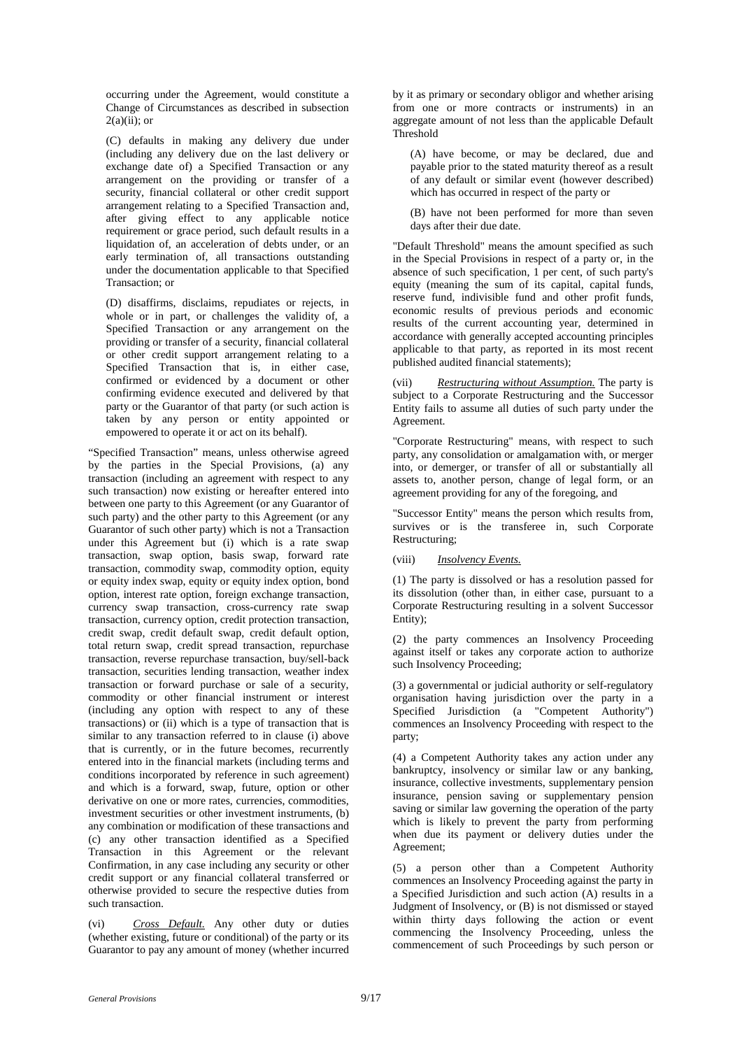occurring under the Agreement, would constitute a Change of Circumstances as described in subsection 2(a)(ii); or

(C) defaults in making any delivery due under (including any delivery due on the last delivery or exchange date of) a Specified Transaction or any arrangement on the providing or transfer of a security, financial collateral or other credit support arrangement relating to a Specified Transaction and, after giving effect to any applicable notice requirement or grace period, such default results in a liquidation of, an acceleration of debts under, or an early termination of, all transactions outstanding under the documentation applicable to that Specified Transaction; or

(D) disaffirms, disclaims, repudiates or rejects, in whole or in part, or challenges the validity of, a Specified Transaction or any arrangement on the providing or transfer of a security, financial collateral or other credit support arrangement relating to a Specified Transaction that is, in either case, confirmed or evidenced by a document or other confirming evidence executed and delivered by that party or the Guarantor of that party (or such action is taken by any person or entity appointed or empowered to operate it or act on its behalf).

"Specified Transaction" means, unless otherwise agreed by the parties in the Special Provisions, (a) any transaction (including an agreement with respect to any such transaction) now existing or hereafter entered into between one party to this Agreement (or any Guarantor of such party) and the other party to this Agreement (or any Guarantor of such other party) which is not a Transaction under this Agreement but (i) which is a rate swap transaction, swap option, basis swap, forward rate transaction, commodity swap, commodity option, equity or equity index swap, equity or equity index option, bond option, interest rate option, foreign exchange transaction, currency swap transaction, cross-currency rate swap transaction, currency option, credit protection transaction, credit swap, credit default swap, credit default option, total return swap, credit spread transaction, repurchase transaction, reverse repurchase transaction, buy/sell-back transaction, securities lending transaction, weather index transaction or forward purchase or sale of a security, commodity or other financial instrument or interest (including any option with respect to any of these transactions) or (ii) which is a type of transaction that is similar to any transaction referred to in clause (i) above that is currently, or in the future becomes, recurrently entered into in the financial markets (including terms and conditions incorporated by reference in such agreement) and which is a forward, swap, future, option or other derivative on one or more rates, currencies, commodities, investment securities or other investment instruments, (b) any combination or modification of these transactions and (c) any other transaction identified as a Specified Transaction in this Agreement or the relevant Confirmation, in any case including any security or other credit support or any financial collateral transferred or otherwise provided to secure the respective duties from such transaction.

(vi) *Cross Default.* Any other duty or duties (whether existing, future or conditional) of the party or its Guarantor to pay any amount of money (whether incurred by it as primary or secondary obligor and whether arising from one or more contracts or instruments) in an aggregate amount of not less than the applicable Default Threshold

(A) have become, or may be declared, due and payable prior to the stated maturity thereof as a result of any default or similar event (however described) which has occurred in respect of the party or

(B) have not been performed for more than seven days after their due date.

"Default Threshold" means the amount specified as such in the Special Provisions in respect of a party or, in the absence of such specification, 1 per cent, of such party's equity (meaning the sum of its capital, capital funds, reserve fund, indivisible fund and other profit funds, economic results of previous periods and economic results of the current accounting year, determined in accordance with generally accepted accounting principles applicable to that party, as reported in its most recent published audited financial statements);

(vii) *Restructuring without Assumption.* The party is subject to a Corporate Restructuring and the Successor Entity fails to assume all duties of such party under the Agreement.

"Corporate Restructuring" means, with respect to such party, any consolidation or amalgamation with, or merger into, or demerger, or transfer of all or substantially all assets to, another person, change of legal form, or an agreement providing for any of the foregoing, and

"Successor Entity" means the person which results from, survives or is the transferee in, such Corporate Restructuring;

(viii) *Insolvency Events.*

(1) The party is dissolved or has a resolution passed for its dissolution (other than, in either case, pursuant to a Corporate Restructuring resulting in a solvent Successor Entity);

(2) the party commences an Insolvency Proceeding against itself or takes any corporate action to authorize such Insolvency Proceeding;

(3) a governmental or judicial authority or self-regulatory organisation having jurisdiction over the party in a Specified Jurisdiction (a "Competent Authority") commences an Insolvency Proceeding with respect to the party;

(4) a Competent Authority takes any action under any bankruptcy, insolvency or similar law or any banking, insurance, collective investments, supplementary pension insurance, pension saving or supplementary pension saving or similar law governing the operation of the party which is likely to prevent the party from performing when due its payment or delivery duties under the Agreement;

(5) a person other than a Competent Authority commences an Insolvency Proceeding against the party in a Specified Jurisdiction and such action (A) results in a Judgment of Insolvency, or (B) is not dismissed or stayed within thirty days following the action or event commencing the Insolvency Proceeding, unless the commencement of such Proceedings by such person or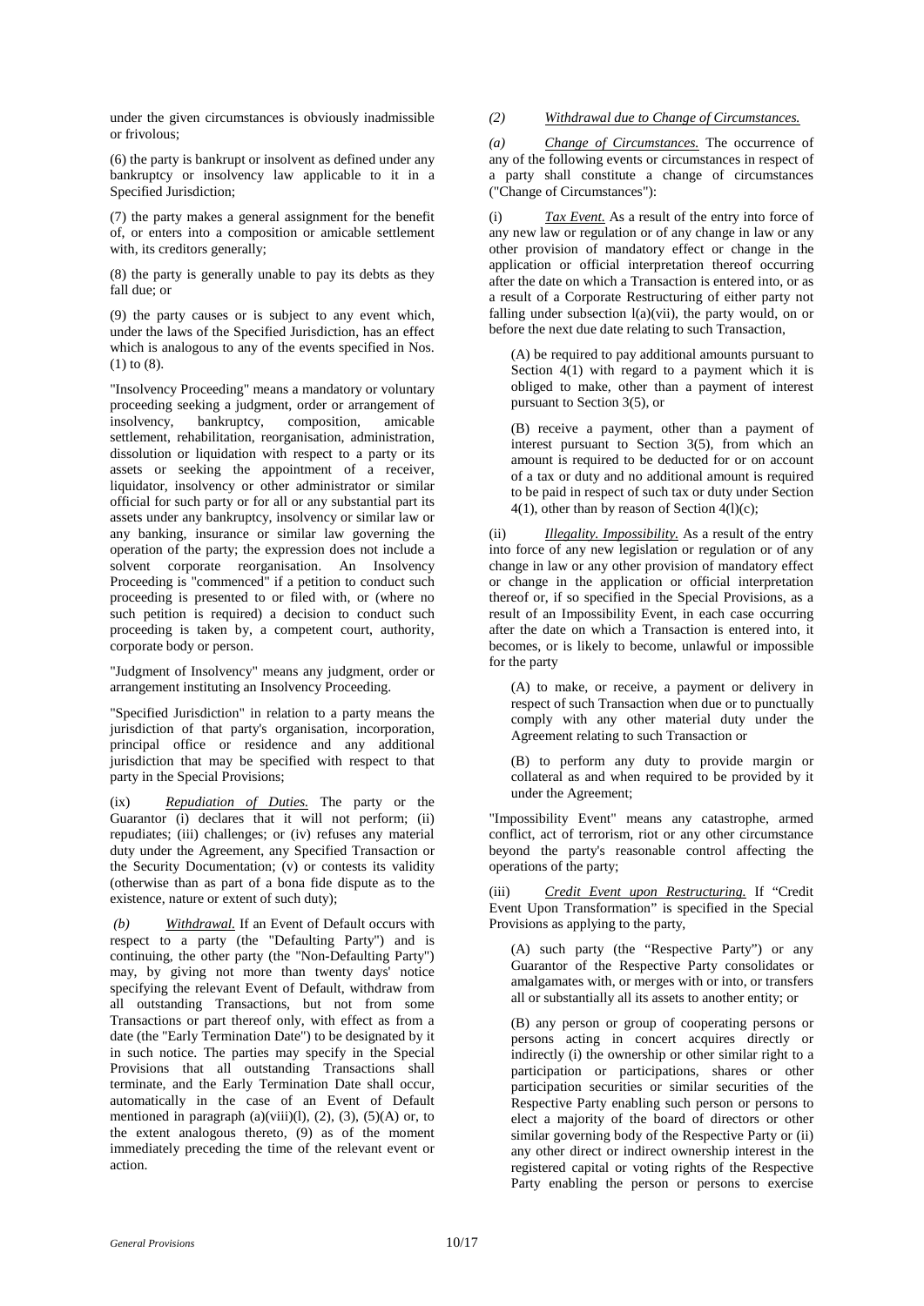under the given circumstances is obviously inadmissible or frivolous;

(6) the party is bankrupt or insolvent as defined under any bankruptcy or insolvency law applicable to it in a Specified Jurisdiction;

(7) the party makes a general assignment for the benefit of, or enters into a composition or amicable settlement with, its creditors generally;

(8) the party is generally unable to pay its debts as they fall due; or

(9) the party causes or is subject to any event which, under the laws of the Specified Jurisdiction, has an effect which is analogous to any of the events specified in Nos. (1) to (8).

"Insolvency Proceeding" means a mandatory or voluntary proceeding seeking a judgment, order or arrangement of insolvency, bankruptcy, composition, amicable settlement, rehabilitation, reorganisation, administration, dissolution or liquidation with respect to a party or its assets or seeking the appointment of a receiver, liquidator, insolvency or other administrator or similar official for such party or for all or any substantial part its assets under any bankruptcy, insolvency or similar law or any banking, insurance or similar law governing the operation of the party; the expression does not include a solvent corporate reorganisation. An Insolvency Proceeding is "commenced" if a petition to conduct such proceeding is presented to or filed with, or (where no such petition is required) a decision to conduct such proceeding is taken by, a competent court, authority, corporate body or person.

"Judgment of Insolvency" means any judgment, order or arrangement instituting an Insolvency Proceeding.

"Specified Jurisdiction" in relation to a party means the jurisdiction of that party's organisation, incorporation, principal office or residence and any additional jurisdiction that may be specified with respect to that party in the Special Provisions;

(ix) *Repudiation of Duties.* The party or the Guarantor (i) declares that it will not perform; (ii) repudiates; (iii) challenges; or (iv) refuses any material duty under the Agreement, any Specified Transaction or the Security Documentation; (v) or contests its validity (otherwise than as part of a bona fide dispute as to the existence, nature or extent of such duty);

*(b)* *Withdrawal.* If an Event of Default occurs with respect to a party (the "Defaulting Party") and is continuing, the other party (the "Non-Defaulting Party") may, by giving not more than twenty days' notice specifying the relevant Event of Default, withdraw from all outstanding Transactions, but not from some Transactions or part thereof only, with effect as from a date (the "Early Termination Date") to be designated by it in such notice. The parties may specify in the Special Provisions that all outstanding Transactions shall terminate, and the Early Termination Date shall occur, automatically in the case of an Event of Default mentioned in paragraph (a)(viii)(l), (2), (3), (5)(A) or, to the extent analogous thereto, (9) as of the moment immediately preceding the time of the relevant event or action.

*(2)* *Withdrawal due to Change of Circumstances.*

*(a)* *Change of Circumstances.* The occurrence of any of the following events or circumstances in respect of a party shall constitute a change of circumstances ("Change of Circumstances"):

(i) *Tax Event.* As a result of the entry into force of any new law or regulation or of any change in law or any other provision of mandatory effect or change in the application or official interpretation thereof occurring after the date on which a Transaction is entered into, or as a result of a Corporate Restructuring of either party not falling under subsection l(a)(vii), the party would, on or before the next due date relating to such Transaction,

(A) be required to pay additional amounts pursuant to Section 4(1) with regard to a payment which it is obliged to make, other than a payment of interest pursuant to Section 3(5), or

(B) receive a payment, other than a payment of interest pursuant to Section 3(5), from which an amount is required to be deducted for or on account of a tax or duty and no additional amount is required to be paid in respect of such tax or duty under Section 4(1), other than by reason of Section 4(l)(c);

(ii) *Illegality. Impossibility.* As a result of the entry into force of any new legislation or regulation or of any change in law or any other provision of mandatory effect or change in the application or official interpretation thereof or, if so specified in the Special Provisions, as a result of an Impossibility Event, in each case occurring after the date on which a Transaction is entered into, it becomes, or is likely to become, unlawful or impossible for the party

(A) to make, or receive, a payment or delivery in respect of such Transaction when due or to punctually comply with any other material duty under the Agreement relating to such Transaction or

(B) to perform any duty to provide margin or collateral as and when required to be provided by it under the Agreement;

"Impossibility Event" means any catastrophe, armed conflict, act of terrorism, riot or any other circumstance beyond the party's reasonable control affecting the operations of the party;

(iii) *Credit Event upon Restructuring.* If "Credit Event Upon Transformation" is specified in the Special Provisions as applying to the party,

(A) such party (the "Respective Party") or any Guarantor of the Respective Party consolidates or amalgamates with, or merges with or into, or transfers all or substantially all its assets to another entity; or

(B) any person or group of cooperating persons or persons acting in concert acquires directly or indirectly (i) the ownership or other similar right to a participation or participations, shares or other participation securities or similar securities of the Respective Party enabling such person or persons to elect a majority of the board of directors or other similar governing body of the Respective Party or (ii) any other direct or indirect ownership interest in the registered capital or voting rights of the Respective Party enabling the person or persons to exercise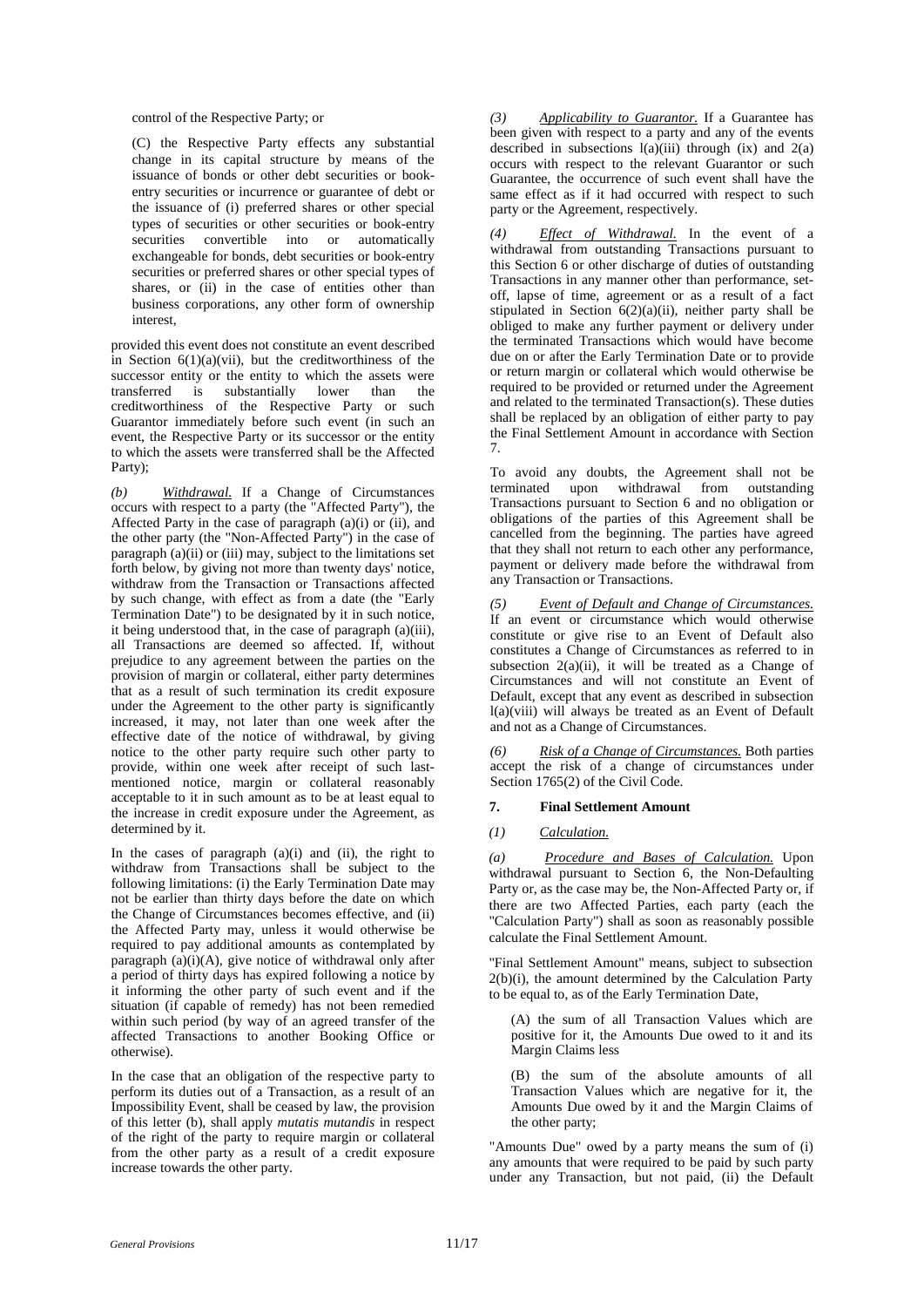control of the Respective Party; or

(C) the Respective Party effects any substantial change in its capital structure by means of the issuance of bonds or other debt securities or book-entry securities or incurrence or guarantee of debt or the issuance of (i) preferred shares or other special types of securities or other securities or book-entry securities convertible into or automatically exchangeable for bonds, debt securities or book-entry securities or preferred shares or other special types of shares, or (ii) in the case of entities other than business corporations, any other form of ownership interest,

provided this event does not constitute an event described in Section 6(1)(a)(vii), but the creditworthiness of the successor entity or the entity to which the assets were transferred is substantially lower than the creditworthiness of the Respective Party or such Guarantor immediately before such event (in such an event, the Respective Party or its successor or the entity to which the assets were transferred shall be the Affected Party);

*(b)* *Withdrawal.* If a Change of Circumstances occurs with respect to a party (the "Affected Party"), the Affected Party in the case of paragraph (a)(i) or (ii), and the other party (the "Non-Affected Party") in the case of paragraph (a)(ii) or (iii) may, subject to the limitations set forth below, by giving not more than twenty days' notice, withdraw from the Transaction or Transactions affected by such change, with effect as from a date (the "Early Termination Date") to be designated by it in such notice, it being understood that, in the case of paragraph (a)(iii), all Transactions are deemed so affected. If, without prejudice to any agreement between the parties on the provision of margin or collateral, either party determines that as a result of such termination its credit exposure under the Agreement to the other party is significantly increased, it may, not later than one week after the effective date of the notice of withdrawal, by giving notice to the other party require such other party to provide, within one week after receipt of such last-mentioned notice, margin or collateral reasonably acceptable to it in such amount as to be at least equal to the increase in credit exposure under the Agreement, as determined by it.

In the cases of paragraph (a)(i) and (ii), the right to withdraw from Transactions shall be subject to the following limitations: (i) the Early Termination Date may not be earlier than thirty days before the date on which the Change of Circumstances becomes effective, and (ii) the Affected Party may, unless it would otherwise be required to pay additional amounts as contemplated by paragraph (a)(i)(A), give notice of withdrawal only after a period of thirty days has expired following a notice by it informing the other party of such event and if the situation (if capable of remedy) has not been remedied within such period (by way of an agreed transfer of the affected Transactions to another Booking Office or otherwise).

In the case that an obligation of the respective party to perform its duties out of a Transaction, as a result of an Impossibility Event, shall be ceased by law, the provision of this letter (b), shall apply *mutatis mutandis* in respect of the right of the party to require margin or collateral from the other party as a result of a credit exposure increase towards the other party.

*(3)* *Applicability to Guarantor.* If a Guarantee has been given with respect to a party and any of the events described in subsections l(a)(iii) through (ix) and 2(a) occurs with respect to the relevant Guarantor or such Guarantee, the occurrence of such event shall have the same effect as if it had occurred with respect to such party or the Agreement, respectively.

*(4)* *Effect of Withdrawal.* In the event of a withdrawal from outstanding Transactions pursuant to this Section 6 or other discharge of duties of outstanding Transactions in any manner other than performance, set-off, lapse of time, agreement or as a result of a fact stipulated in Section 6(2)(a)(ii), neither party shall be obliged to make any further payment or delivery under the terminated Transactions which would have become due on or after the Early Termination Date or to provide or return margin or collateral which would otherwise be required to be provided or returned under the Agreement and related to the terminated Transaction(s). These duties shall be replaced by an obligation of either party to pay the Final Settlement Amount in accordance with Section 7.

To avoid any doubts, the Agreement shall not be terminated upon withdrawal from outstanding Transactions pursuant to Section 6 and no obligation or obligations of the parties of this Agreement shall be cancelled from the beginning. The parties have agreed that they shall not return to each other any performance, payment or delivery made before the withdrawal from any Transaction or Transactions.

*(5)* *Event of Default and Change of Circumstances.* If an event or circumstance which would otherwise constitute or give rise to an Event of Default also constitutes a Change of Circumstances as referred to in subsection 2(a)(ii), it will be treated as a Change of Circumstances and will not constitute an Event of Default, except that any event as described in subsection l(a)(viii) will always be treated as an Event of Default and not as a Change of Circumstances.

*(6)* *Risk of a Change of Circumstances.* Both parties accept the risk of a change of circumstances under Section 1765(2) of the Civil Code.

### 7. Final Settlement Amount

*(1)* *Calculation.*

*(a)* *Procedure and Bases of Calculation.* Upon withdrawal pursuant to Section 6, the Non-Defaulting Party or, as the case may be, the Non-Affected Party or, if there are two Affected Parties, each party (each the "Calculation Party") shall as soon as reasonably possible calculate the Final Settlement Amount.

"Final Settlement Amount" means, subject to subsection 2(b)(i), the amount determined by the Calculation Party to be equal to, as of the Early Termination Date,

(A) the sum of all Transaction Values which are positive for it, the Amounts Due owed to it and its Margin Claims less

(B) the sum of the absolute amounts of all Transaction Values which are negative for it, the Amounts Due owed by it and the Margin Claims of the other party;

"Amounts Due" owed by a party means the sum of (i) any amounts that were required to be paid by such party under any Transaction, but not paid, (ii) the Default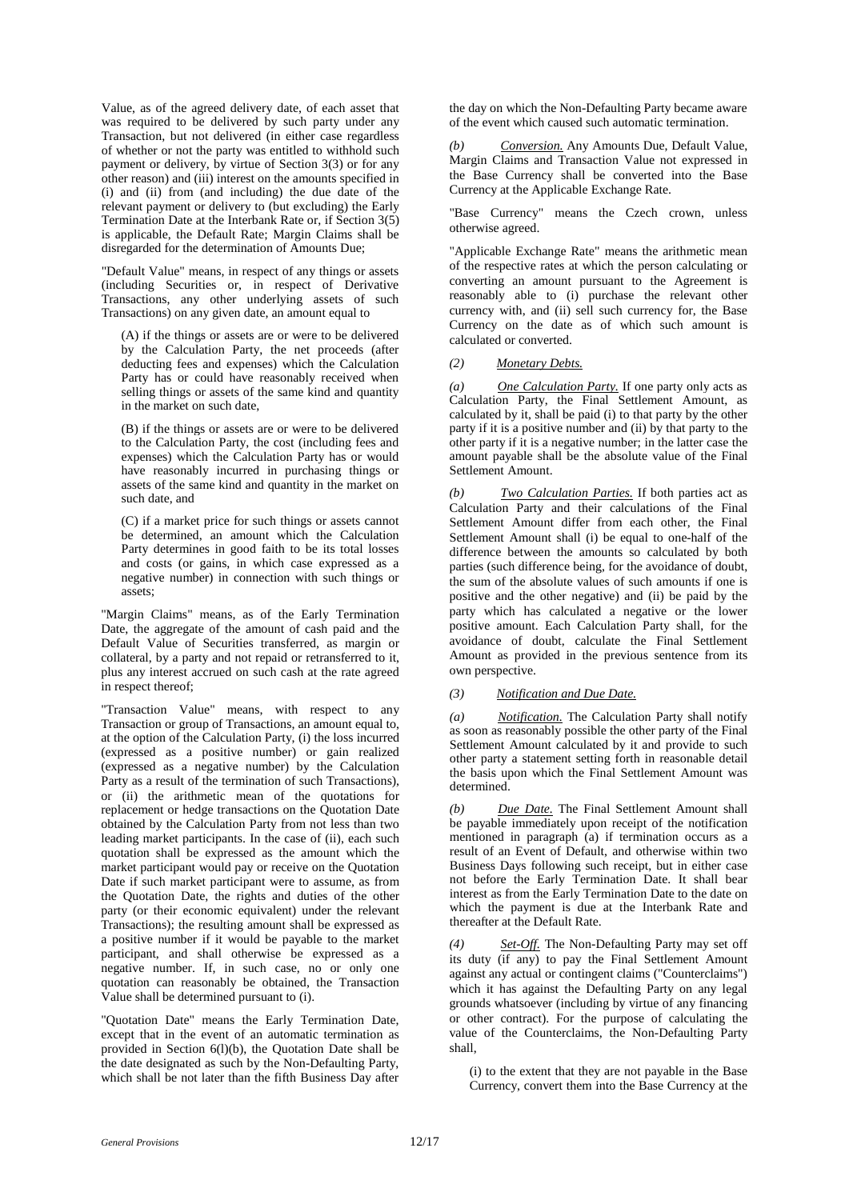Value, as of the agreed delivery date, of each asset that was required to be delivered by such party under any Transaction, but not delivered (in either case regardless of whether or not the party was entitled to withhold such payment or delivery, by virtue of Section 3(3) or for any other reason) and (iii) interest on the amounts specified in (i) and (ii) from (and including) the due date of the relevant payment or delivery to (but excluding) the Early Termination Date at the Interbank Rate or, if Section 3(5) is applicable, the Default Rate; Margin Claims shall be disregarded for the determination of Amounts Due;

"Default Value" means, in respect of any things or assets (including Securities or, in respect of Derivative Transactions, any other underlying assets of such Transactions) on any given date, an amount equal to

(A) if the things or assets are or were to be delivered by the Calculation Party, the net proceeds (after deducting fees and expenses) which the Calculation Party has or could have reasonably received when selling things or assets of the same kind and quantity in the market on such date,

(B) if the things or assets are or were to be delivered to the Calculation Party, the cost (including fees and expenses) which the Calculation Party has or would have reasonably incurred in purchasing things or assets of the same kind and quantity in the market on such date, and

(C) if a market price for such things or assets cannot be determined, an amount which the Calculation Party determines in good faith to be its total losses and costs (or gains, in which case expressed as a negative number) in connection with such things or assets;

"Margin Claims" means, as of the Early Termination Date, the aggregate of the amount of cash paid and the Default Value of Securities transferred, as margin or collateral, by a party and not repaid or retransferred to it, plus any interest accrued on such cash at the rate agreed in respect thereof;

"Transaction Value" means, with respect to any Transaction or group of Transactions, an amount equal to, at the option of the Calculation Party, (i) the loss incurred (expressed as a positive number) or gain realized (expressed as a negative number) by the Calculation Party as a result of the termination of such Transactions), or (ii) the arithmetic mean of the quotations for replacement or hedge transactions on the Quotation Date obtained by the Calculation Party from not less than two leading market participants. In the case of (ii), each such quotation shall be expressed as the amount which the market participant would pay or receive on the Quotation Date if such market participant were to assume, as from the Quotation Date, the rights and duties of the other party (or their economic equivalent) under the relevant Transactions); the resulting amount shall be expressed as a positive number if it would be payable to the market participant, and shall otherwise be expressed as a negative number. If, in such case, no or only one quotation can reasonably be obtained, the Transaction Value shall be determined pursuant to (i).

"Quotation Date" means the Early Termination Date, except that in the event of an automatic termination as provided in Section 6(l)(b), the Quotation Date shall be the date designated as such by the Non-Defaulting Party, which shall be not later than the fifth Business Day after the day on which the Non-Defaulting Party became aware of the event which caused such automatic termination.

*(b)* *Conversion.* Any Amounts Due, Default Value, Margin Claims and Transaction Value not expressed in the Base Currency shall be converted into the Base Currency at the Applicable Exchange Rate.

"Base Currency" means the Czech crown, unless otherwise agreed.

"Applicable Exchange Rate" means the arithmetic mean of the respective rates at which the person calculating or converting an amount pursuant to the Agreement is reasonably able to (i) purchase the relevant other currency with, and (ii) sell such currency for, the Base Currency on the date as of which such amount is calculated or converted.

*(2)* *Monetary Debts.*

*(a)* *One Calculation Party.* If one party only acts as Calculation Party, the Final Settlement Amount, as calculated by it, shall be paid (i) to that party by the other party if it is a positive number and (ii) by that party to the other party if it is a negative number; in the latter case the amount payable shall be the absolute value of the Final Settlement Amount.

*(b)* *Two Calculation Parties.* If both parties act as Calculation Party and their calculations of the Final Settlement Amount differ from each other, the Final Settlement Amount shall (i) be equal to one-half of the difference between the amounts so calculated by both parties (such difference being, for the avoidance of doubt, the sum of the absolute values of such amounts if one is positive and the other negative) and (ii) be paid by the party which has calculated a negative or the lower positive amount. Each Calculation Party shall, for the avoidance of doubt, calculate the Final Settlement Amount as provided in the previous sentence from its own perspective.

*(3)* *Notification and Due Date.*

*(a)* *Notification.* The Calculation Party shall notify as soon as reasonably possible the other party of the Final Settlement Amount calculated by it and provide to such other party a statement setting forth in reasonable detail the basis upon which the Final Settlement Amount was determined.

*(b)* *Due Date.* The Final Settlement Amount shall be payable immediately upon receipt of the notification mentioned in paragraph (a) if termination occurs as a result of an Event of Default, and otherwise within two Business Days following such receipt, but in either case not before the Early Termination Date. It shall bear interest as from the Early Termination Date to the date on which the payment is due at the Interbank Rate and thereafter at the Default Rate.

*(4)* *Set-Off.* The Non-Defaulting Party may set off its duty (if any) to pay the Final Settlement Amount against any actual or contingent claims ("Counterclaims") which it has against the Defaulting Party on any legal grounds whatsoever (including by virtue of any financing or other contract). For the purpose of calculating the value of the Counterclaims, the Non-Defaulting Party shall,

(i) to the extent that they are not payable in the Base Currency, convert them into the Base Currency at the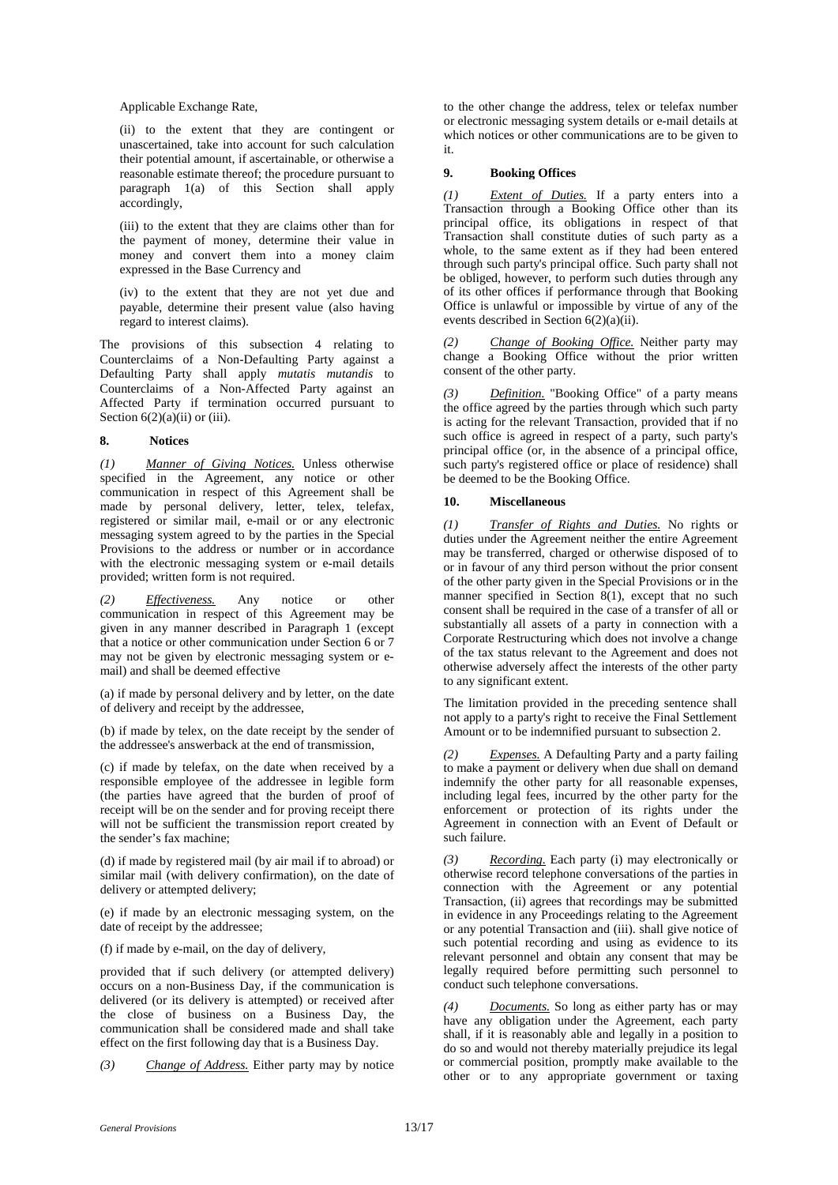Applicable Exchange Rate,

(ii) to the extent that they are contingent or unascertained, take into account for such calculation their potential amount, if ascertainable, or otherwise a reasonable estimate thereof; the procedure pursuant to paragraph 1(a) of this Section shall apply accordingly,

(iii) to the extent that they are claims other than for the payment of money, determine their value in money and convert them into a money claim expressed in the Base Currency and

(iv) to the extent that they are not yet due and payable, determine their present value (also having regard to interest claims).

The provisions of this subsection 4 relating to Counterclaims of a Non-Defaulting Party against a Defaulting Party shall apply *mutatis mutandis* to Counterclaims of a Non-Affected Party against an Affected Party if termination occurred pursuant to Section 6(2)(a)(ii) or (iii).

## 8. Notices

*(1) Manner of Giving Notices.* Unless otherwise specified in the Agreement, any notice or other communication in respect of this Agreement shall be made by personal delivery, letter, telex, telefax, registered or similar mail, e-mail or or any electronic messaging system agreed to by the parties in the Special Provisions to the address or number or in accordance with the electronic messaging system or e-mail details provided; written form is not required.

*(2) Effectiveness.* Any notice or other communication in respect of this Agreement may be given in any manner described in Paragraph 1 (except that a notice or other communication under Section 6 or 7 may not be given by electronic messaging system or e-mail) and shall be deemed effective

(a) if made by personal delivery and by letter, on the date of delivery and receipt by the addressee,

(b) if made by telex, on the date receipt by the sender of the addressee's answerback at the end of transmission,

(c) if made by telefax, on the date when received by a responsible employee of the addressee in legible form (the parties have agreed that the burden of proof of receipt will be on the sender and for proving receipt there will not be sufficient the transmission report created by the sender's fax machine;

(d) if made by registered mail (by air mail if to abroad) or similar mail (with delivery confirmation), on the date of delivery or attempted delivery;

(e) if made by an electronic messaging system, on the date of receipt by the addressee;

(f) if made by e-mail, on the day of delivery,

provided that if such delivery (or attempted delivery) occurs on a non-Business Day, if the communication is delivered (or its delivery is attempted) or received after the close of business on a Business Day, the communication shall be considered made and shall take effect on the first following day that is a Business Day.

*(3) Change of Address.* Either party may by notice to the other change the address, telex or telefax number or electronic messaging system details or e-mail details at which notices or other communications are to be given to it.

## 9. Booking Offices

*(1) Extent of Duties.* If a party enters into a Transaction through a Booking Office other than its principal office, its obligations in respect of that Transaction shall constitute duties of such party as a whole, to the same extent as if they had been entered through such party's principal office. Such party shall not be obliged, however, to perform such duties through any of its other offices if performance through that Booking Office is unlawful or impossible by virtue of any of the events described in Section 6(2)(a)(ii).

*(2) Change of Booking Office.* Neither party may change a Booking Office without the prior written consent of the other party.

*(3) Definition.* "Booking Office" of a party means the office agreed by the parties through which such party is acting for the relevant Transaction, provided that if no such office is agreed in respect of a party, such party's principal office (or, in the absence of a principal office, such party's registered office or place of residence) shall be deemed to be the Booking Office.

## 10. Miscellaneous

*(1) Transfer of Rights and Duties.* No rights or duties under the Agreement neither the entire Agreement may be transferred, charged or otherwise disposed of to or in favour of any third person without the prior consent of the other party given in the Special Provisions or in the manner specified in Section 8(1), except that no such consent shall be required in the case of a transfer of all or substantially all assets of a party in connection with a Corporate Restructuring which does not involve a change of the tax status relevant to the Agreement and does not otherwise adversely affect the interests of the other party to any significant extent.

The limitation provided in the preceding sentence shall not apply to a party's right to receive the Final Settlement Amount or to be indemnified pursuant to subsection 2.

*(2) Expenses.* A Defaulting Party and a party failing to make a payment or delivery when due shall on demand indemnify the other party for all reasonable expenses, including legal fees, incurred by the other party for the enforcement or protection of its rights under the Agreement in connection with an Event of Default or such failure.

*(3) Recording.* Each party (i) may electronically or otherwise record telephone conversations of the parties in connection with the Agreement or any potential Transaction, (ii) agrees that recordings may be submitted in evidence in any Proceedings relating to the Agreement or any potential Transaction and (iii). shall give notice of such potential recording and using as evidence to its relevant personnel and obtain any consent that may be legally required before permitting such personnel to conduct such telephone conversations.

*(4) Documents.* So long as either party has or may have any obligation under the Agreement, each party shall, if it is reasonably able and legally in a position to do so and would not thereby materially prejudice its legal or commercial position, promptly make available to the other or to any appropriate government or taxing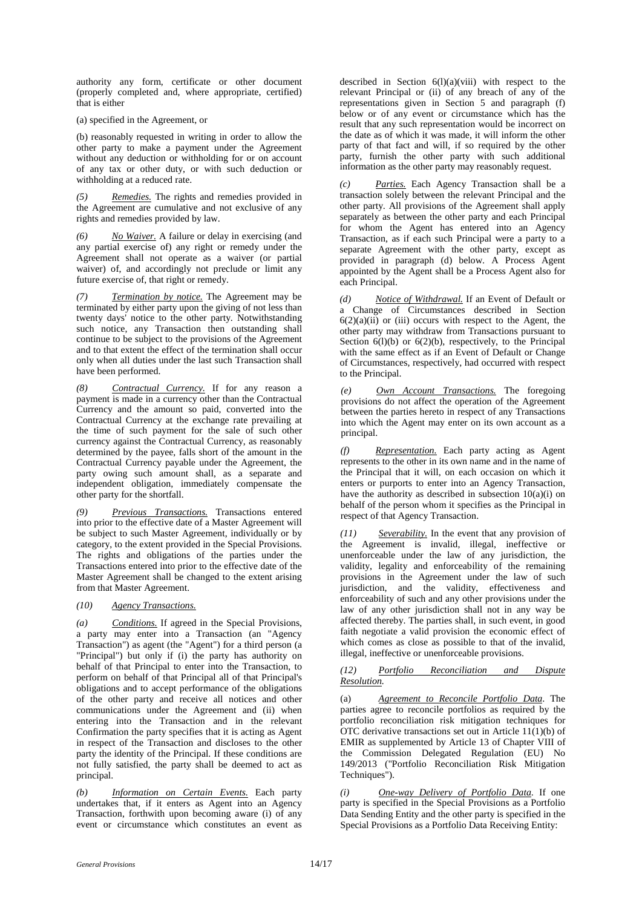authority any form, certificate or other document (properly completed and, where appropriate, certified) that is either

(a) specified in the Agreement, or

(b) reasonably requested in writing in order to allow the other party to make a payment under the Agreement without any deduction or withholding for or on account of any tax or other duty, or with such deduction or withholding at a reduced rate.

*(5)* *Remedies.* The rights and remedies provided in the Agreement are cumulative and not exclusive of any rights and remedies provided by law.

*(6)* *No Waiver.* A failure or delay in exercising (and any partial exercise of) any right or remedy under the Agreement shall not operate as a waiver (or partial waiver) of, and accordingly not preclude or limit any future exercise of, that right or remedy.

*(7)* *Termination by notice.* The Agreement may be terminated by either party upon the giving of not less than twenty days' notice to the other party. Notwithstanding such notice, any Transaction then outstanding shall continue to be subject to the provisions of the Agreement and to that extent the effect of the termination shall occur only when all duties under the last such Transaction shall have been performed.

*(8)* *Contractual Currency.* If for any reason a payment is made in a currency other than the Contractual Currency and the amount so paid, converted into the Contractual Currency at the exchange rate prevailing at the time of such payment for the sale of such other currency against the Contractual Currency, as reasonably determined by the payee, falls short of the amount in the Contractual Currency payable under the Agreement, the party owing such amount shall, as a separate and independent obligation, immediately compensate the other party for the shortfall.

*(9)* *Previous Transactions.* Transactions entered into prior to the effective date of a Master Agreement will be subject to such Master Agreement, individually or by category, to the extent provided in the Special Provisions. The rights and obligations of the parties under the Transactions entered into prior to the effective date of the Master Agreement shall be changed to the extent arising from that Master Agreement.

*(10)* *Agency Transactions.*

*(a)* *Conditions.* If agreed in the Special Provisions, a party may enter into a Transaction (an "Agency Transaction") as agent (the "Agent") for a third person (a "Principal") but only if (i) the party has authority on behalf of that Principal to enter into the Transaction, to perform on behalf of that Principal all of that Principal's obligations and to accept performance of the obligations of the other party and receive all notices and other communications under the Agreement and (ii) when entering into the Transaction and in the relevant Confirmation the party specifies that it is acting as Agent in respect of the Transaction and discloses to the other party the identity of the Principal. If these conditions are not fully satisfied, the party shall be deemed to act as principal.

*(b)* *Information on Certain Events.* Each party undertakes that, if it enters as Agent into an Agency Transaction, forthwith upon becoming aware (i) of any event or circumstance which constitutes an event as described in Section 6(l)(a)(viii) with respect to the relevant Principal or (ii) of any breach of any of the representations given in Section 5 and paragraph (f) below or of any event or circumstance which has the result that any such representation would be incorrect on the date as of which it was made, it will inform the other party of that fact and will, if so required by the other party, furnish the other party with such additional information as the other party may reasonably request.

*(c)* *Parties.* Each Agency Transaction shall be a transaction solely between the relevant Principal and the other party. All provisions of the Agreement shall apply separately as between the other party and each Principal for whom the Agent has entered into an Agency Transaction, as if each such Principal were a party to a separate Agreement with the other party, except as provided in paragraph (d) below. A Process Agent appointed by the Agent shall be a Process Agent also for each Principal.

*(d)* *Notice of Withdrawal.* If an Event of Default or a Change of Circumstances described in Section 6(2)(a)(ii) or (iii) occurs with respect to the Agent, the other party may withdraw from Transactions pursuant to Section 6(l)(b) or 6(2)(b), respectively, to the Principal with the same effect as if an Event of Default or Change of Circumstances, respectively, had occurred with respect to the Principal.

*(e)* *Own Account Transactions.* The foregoing provisions do not affect the operation of the Agreement between the parties hereto in respect of any Transactions into which the Agent may enter on its own account as a principal.

*(f)* *Representation.* Each party acting as Agent represents to the other in its own name and in the name of the Principal that it will, on each occasion on which it enters or purports to enter into an Agency Transaction, have the authority as described in subsection 10(a)(i) on behalf of the person whom it specifies as the Principal in respect of that Agency Transaction.

*(11)* *Severability.* In the event that any provision of the Agreement is invalid, illegal, ineffective or unenforceable under the law of any jurisdiction, the validity, legality and enforceability of the remaining provisions in the Agreement under the law of such jurisdiction, and the validity, effectiveness and enforceability of such and any other provisions under the law of any other jurisdiction shall not in any way be affected thereby. The parties shall, in such event, in good faith negotiate a valid provision the economic effect of which comes as close as possible to that of the invalid, illegal, ineffective or unenforceable provisions.

*(12)* *Portfolio Reconciliation and Dispute Resolution.*

(a) *Agreement to Reconcile Portfolio Data*. The parties agree to reconcile portfolios as required by the portfolio reconciliation risk mitigation techniques for OTC derivative transactions set out in Article 11(1)(b) of EMIR as supplemented by Article 13 of Chapter VIII of the Commission Delegated Regulation (EU) No 149/2013 ("Portfolio Reconciliation Risk Mitigation Techniques").

*(i)* *One-way Delivery of Portfolio Data.* If one party is specified in the Special Provisions as a Portfolio Data Sending Entity and the other party is specified in the Special Provisions as a Portfolio Data Receiving Entity: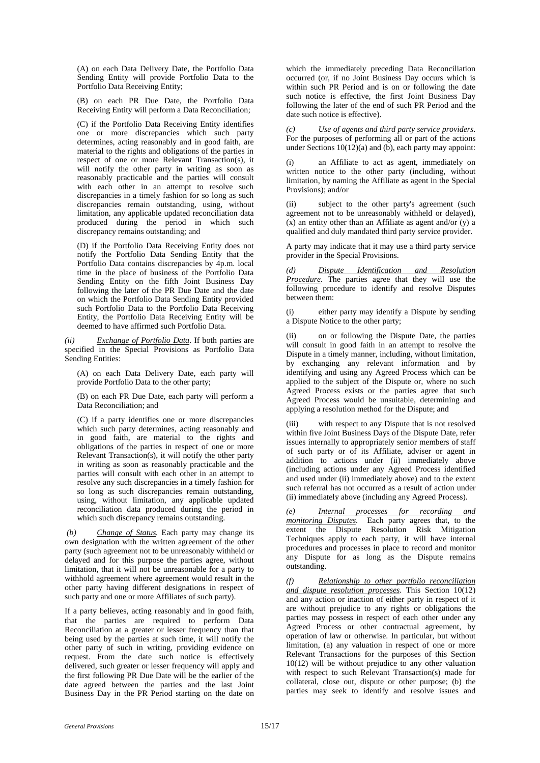(A) on each Data Delivery Date, the Portfolio Data Sending Entity will provide Portfolio Data to the Portfolio Data Receiving Entity;

(B) on each PR Due Date, the Portfolio Data Receiving Entity will perform a Data Reconciliation;

(C) if the Portfolio Data Receiving Entity identifies one or more discrepancies which such party determines, acting reasonably and in good faith, are material to the rights and obligations of the parties in respect of one or more Relevant Transaction(s), it will notify the other party in writing as soon as reasonably practicable and the parties will consult with each other in an attempt to resolve such discrepancies in a timely fashion for so long as such discrepancies remain outstanding, using, without limitation, any applicable updated reconciliation data produced during the period in which such discrepancy remains outstanding; and

(D) if the Portfolio Data Receiving Entity does not notify the Portfolio Data Sending Entity that the Portfolio Data contains discrepancies by 4p.m. local time in the place of business of the Portfolio Data Sending Entity on the fifth Joint Business Day following the later of the PR Due Date and the date on which the Portfolio Data Sending Entity provided such Portfolio Data to the Portfolio Data Receiving Entity, the Portfolio Data Receiving Entity will be deemed to have affirmed such Portfolio Data.

*(ii)* *Exchange of Portfolio Data*. If both parties are specified in the Special Provisions as Portfolio Data Sending Entities:

(A) on each Data Delivery Date, each party will provide Portfolio Data to the other party;

(B) on each PR Due Date, each party will perform a Data Reconciliation; and

(C) if a party identifies one or more discrepancies which such party determines, acting reasonably and in good faith, are material to the rights and obligations of the parties in respect of one or more Relevant Transaction(s), it will notify the other party in writing as soon as reasonably practicable and the parties will consult with each other in an attempt to resolve any such discrepancies in a timely fashion for so long as such discrepancies remain outstanding, using, without limitation, any applicable updated reconciliation data produced during the period in which such discrepancy remains outstanding.

*(b)* *Change of Status.* Each party may change its own designation with the written agreement of the other party (such agreement not to be unreasonably withheld or delayed and for this purpose the parties agree, without limitation, that it will not be unreasonable for a party to withhold agreement where agreement would result in the other party having different designations in respect of such party and one or more Affiliates of such party).

If a party believes, acting reasonably and in good faith, that the parties are required to perform Data Reconciliation at a greater or lesser frequency than that being used by the parties at such time, it will notify the other party of such in writing, providing evidence on request. From the date such notice is effectively delivered, such greater or lesser frequency will apply and the first following PR Due Date will be the earlier of the date agreed between the parties and the last Joint Business Day in the PR Period starting on the date on which the immediately preceding Data Reconciliation occurred (or, if no Joint Business Day occurs which is within such PR Period and is on or following the date such notice is effective, the first Joint Business Day following the later of the end of such PR Period and the date such notice is effective).

*(c)* *Use of agents and third party service providers*. For the purposes of performing all or part of the actions under Sections 10(12)(a) and (b), each party may appoint:

(i) an Affiliate to act as agent, immediately on written notice to the other party (including, without limitation, by naming the Affiliate as agent in the Special Provisions); and/or

(ii) subject to the other party's agreement (such agreement not to be unreasonably withheld or delayed), (x) an entity other than an Affiliate as agent and/or (y) a qualified and duly mandated third party service provider.

A party may indicate that it may use a third party service provider in the Special Provisions.

*(d)* *Dispute Identification and Resolution Procedure*. The parties agree that they will use the following procedure to identify and resolve Disputes between them:

(i) either party may identify a Dispute by sending a Dispute Notice to the other party;

(ii) on or following the Dispute Date, the parties will consult in good faith in an attempt to resolve the Dispute in a timely manner, including, without limitation, by exchanging any relevant information and by identifying and using any Agreed Process which can be applied to the subject of the Dispute or, where no such Agreed Process exists or the parties agree that such Agreed Process would be unsuitable, determining and applying a resolution method for the Dispute; and

(iii) with respect to any Dispute that is not resolved within five Joint Business Days of the Dispute Date, refer issues internally to appropriately senior members of staff of such party or of its Affiliate, adviser or agent in addition to actions under (ii) immediately above (including actions under any Agreed Process identified and used under (ii) immediately above) and to the extent such referral has not occurred as a result of action under (ii) immediately above (including any Agreed Process).

*(e)* *Internal processes for recording and monitoring Disputes*. Each party agrees that, to the extent the Dispute Resolution Risk Mitigation Techniques apply to each party, it will have internal procedures and processes in place to record and monitor any Dispute for as long as the Dispute remains outstanding.

*(f)* *Relationship to other portfolio reconciliation and dispute resolution processes*. This Section 10(12) and any action or inaction of either party in respect of it are without prejudice to any rights or obligations the parties may possess in respect of each other under any Agreed Process or other contractual agreement, by operation of law or otherwise. In particular, but without limitation, (a) any valuation in respect of one or more Relevant Transactions for the purposes of this Section 10(12) will be without prejudice to any other valuation with respect to such Relevant Transaction(s) made for collateral, close out, dispute or other purpose; (b) the parties may seek to identify and resolve issues and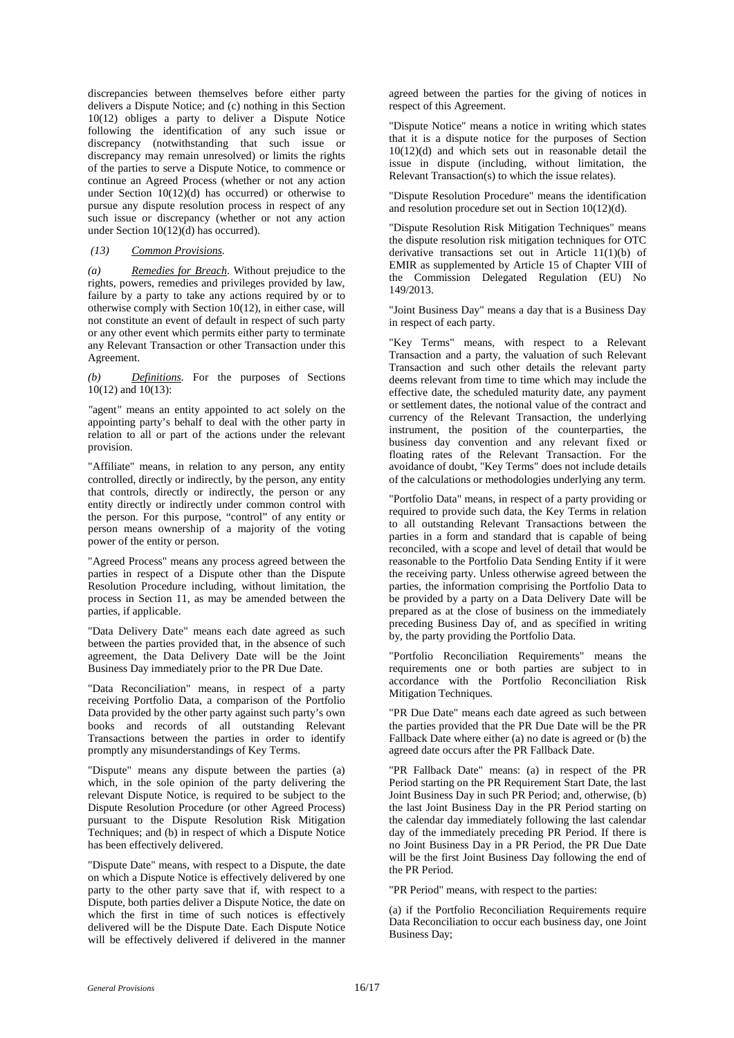discrepancies between themselves before either party delivers a Dispute Notice; and (c) nothing in this Section 10(12) obliges a party to deliver a Dispute Notice following the identification of any such issue or discrepancy (notwithstanding that such issue or discrepancy may remain unresolved) or limits the rights of the parties to serve a Dispute Notice, to commence or continue an Agreed Process (whether or not any action under Section 10(12)(d) has occurred) or otherwise to pursue any dispute resolution process in respect of any such issue or discrepancy (whether or not any action under Section 10(12)(d) has occurred).

*(13)* *Common Provisions.*

*(a)* *Remedies for Breach*. Without prejudice to the rights, powers, remedies and privileges provided by law, failure by a party to take any actions required by or to otherwise comply with Section 10(12), in either case, will not constitute an event of default in respect of such party or any other event which permits either party to terminate any Relevant Transaction or other Transaction under this Agreement.

*(b)* *Definitions.* For the purposes of Sections 10(12) and 10(13):

"agent" means an entity appointed to act solely on the appointing party's behalf to deal with the other party in relation to all or part of the actions under the relevant provision.

"Affiliate" means, in relation to any person, any entity controlled, directly or indirectly, by the person, any entity that controls, directly or indirectly, the person or any entity directly or indirectly under common control with the person. For this purpose, "control" of any entity or person means ownership of a majority of the voting power of the entity or person.

"Agreed Process" means any process agreed between the parties in respect of a Dispute other than the Dispute Resolution Procedure including, without limitation, the process in Section 11, as may be amended between the parties, if applicable.

"Data Delivery Date" means each date agreed as such between the parties provided that, in the absence of such agreement, the Data Delivery Date will be the Joint Business Day immediately prior to the PR Due Date.

"Data Reconciliation" means, in respect of a party receiving Portfolio Data, a comparison of the Portfolio Data provided by the other party against such party's own books and records of all outstanding Relevant Transactions between the parties in order to identify promptly any misunderstandings of Key Terms.

"Dispute" means any dispute between the parties (a) which, in the sole opinion of the party delivering the relevant Dispute Notice, is required to be subject to the Dispute Resolution Procedure (or other Agreed Process) pursuant to the Dispute Resolution Risk Mitigation Techniques; and (b) in respect of which a Dispute Notice has been effectively delivered.

"Dispute Date" means, with respect to a Dispute, the date on which a Dispute Notice is effectively delivered by one party to the other party save that if, with respect to a Dispute, both parties deliver a Dispute Notice, the date on which the first in time of such notices is effectively delivered will be the Dispute Date. Each Dispute Notice will be effectively delivered if delivered in the manner agreed between the parties for the giving of notices in respect of this Agreement.

"Dispute Notice" means a notice in writing which states that it is a dispute notice for the purposes of Section 10(12)(d) and which sets out in reasonable detail the issue in dispute (including, without limitation, the Relevant Transaction(s) to which the issue relates).

"Dispute Resolution Procedure" means the identification and resolution procedure set out in Section 10(12)(d).

"Dispute Resolution Risk Mitigation Techniques" means the dispute resolution risk mitigation techniques for OTC derivative transactions set out in Article 11(1)(b) of EMIR as supplemented by Article 15 of Chapter VIII of the Commission Delegated Regulation (EU) No 149/2013.

"Joint Business Day" means a day that is a Business Day in respect of each party.

"Key Terms" means, with respect to a Relevant Transaction and a party, the valuation of such Relevant Transaction and such other details the relevant party deems relevant from time to time which may include the effective date, the scheduled maturity date, any payment or settlement dates, the notional value of the contract and currency of the Relevant Transaction, the underlying instrument, the position of the counterparties, the business day convention and any relevant fixed or floating rates of the Relevant Transaction. For the avoidance of doubt, "Key Terms" does not include details of the calculations or methodologies underlying any term.

"Portfolio Data" means, in respect of a party providing or required to provide such data, the Key Terms in relation to all outstanding Relevant Transactions between the parties in a form and standard that is capable of being reconciled, with a scope and level of detail that would be reasonable to the Portfolio Data Sending Entity if it were the receiving party. Unless otherwise agreed between the parties, the information comprising the Portfolio Data to be provided by a party on a Data Delivery Date will be prepared as at the close of business on the immediately preceding Business Day of, and as specified in writing by, the party providing the Portfolio Data.

"Portfolio Reconciliation Requirements" means the requirements one or both parties are subject to in accordance with the Portfolio Reconciliation Risk Mitigation Techniques.

"PR Due Date" means each date agreed as such between the parties provided that the PR Due Date will be the PR Fallback Date where either (a) no date is agreed or (b) the agreed date occurs after the PR Fallback Date.

"PR Fallback Date" means: (a) in respect of the PR Period starting on the PR Requirement Start Date, the last Joint Business Day in such PR Period; and, otherwise, (b) the last Joint Business Day in the PR Period starting on the calendar day immediately following the last calendar day of the immediately preceding PR Period. If there is no Joint Business Day in a PR Period, the PR Due Date will be the first Joint Business Day following the end of the PR Period.

"PR Period" means, with respect to the parties:

(a) if the Portfolio Reconciliation Requirements require Data Reconciliation to occur each business day, one Joint Business Day;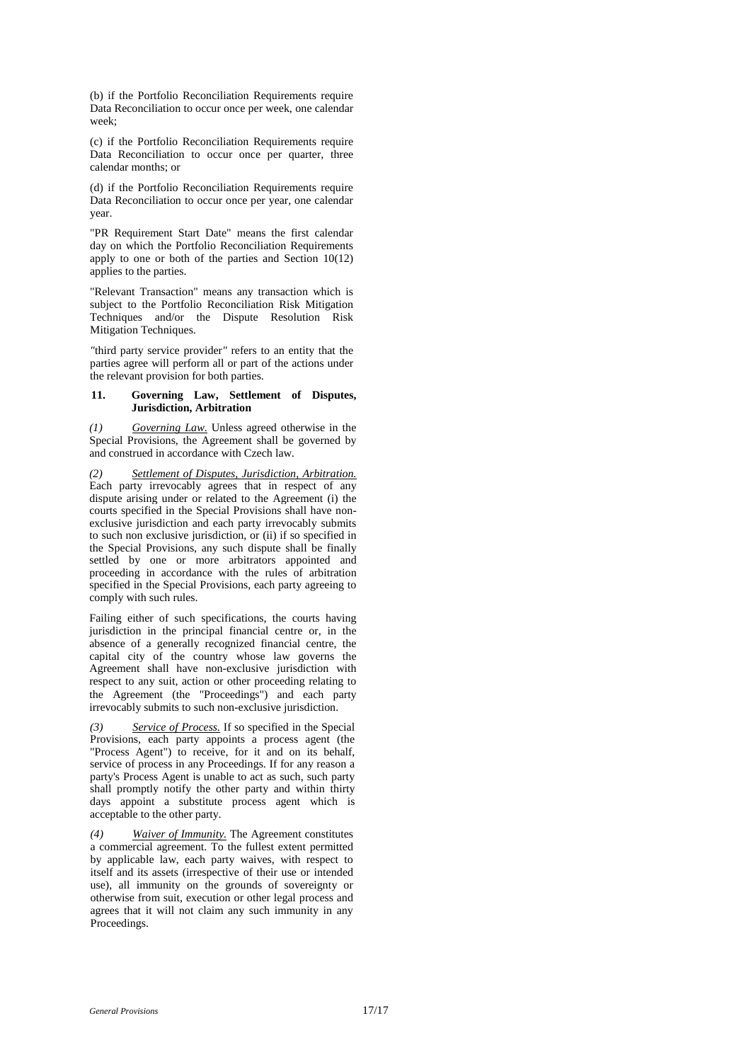(b) if the Portfolio Reconciliation Requirements require Data Reconciliation to occur once per week, one calendar week;

(c) if the Portfolio Reconciliation Requirements require Data Reconciliation to occur once per quarter, three calendar months; or

(d) if the Portfolio Reconciliation Requirements require Data Reconciliation to occur once per year, one calendar year.

"PR Requirement Start Date" means the first calendar day on which the Portfolio Reconciliation Requirements apply to one or both of the parties and Section 10(12) applies to the parties.

"Relevant Transaction" means any transaction which is subject to the Portfolio Reconciliation Risk Mitigation Techniques and/or the Dispute Resolution Risk Mitigation Techniques.

"third party service provider" refers to an entity that the parties agree will perform all or part of the actions under the relevant provision for both parties.

## 11. Governing Law, Settlement of Disputes, Jurisdiction, Arbitration

*(1)* *Governing Law.* Unless agreed otherwise in the Special Provisions, the Agreement shall be governed by and construed in accordance with Czech law.

*(2)* *Settlement of Disputes, Jurisdiction, Arbitration.* Each party irrevocably agrees that in respect of any dispute arising under or related to the Agreement (i) the courts specified in the Special Provisions shall have non-exclusive jurisdiction and each party irrevocably submits to such non exclusive jurisdiction, or (ii) if so specified in the Special Provisions, any such dispute shall be finally settled by one or more arbitrators appointed and proceeding in accordance with the rules of arbitration specified in the Special Provisions, each party agreeing to comply with such rules.

Failing either of such specifications, the courts having jurisdiction in the principal financial centre or, in the absence of a generally recognized financial centre, the capital city of the country whose law governs the Agreement shall have non-exclusive jurisdiction with respect to any suit, action or other proceeding relating to the Agreement (the "Proceedings") and each party irrevocably submits to such non-exclusive jurisdiction.

*(3)* *Service of Process.* If so specified in the Special Provisions, each party appoints a process agent (the "Process Agent") to receive, for it and on its behalf, service of process in any Proceedings. If for any reason a party's Process Agent is unable to act as such, such party shall promptly notify the other party and within thirty days appoint a substitute process agent which is acceptable to the other party.

*(4)* *Waiver of Immunity.* The Agreement constitutes a commercial agreement. To the fullest extent permitted by applicable law, each party waives, with respect to itself and its assets (irrespective of their use or intended use), all immunity on the grounds of sovereignty or otherwise from suit, execution or other legal process and agrees that it will not claim any such immunity in any Proceedings.